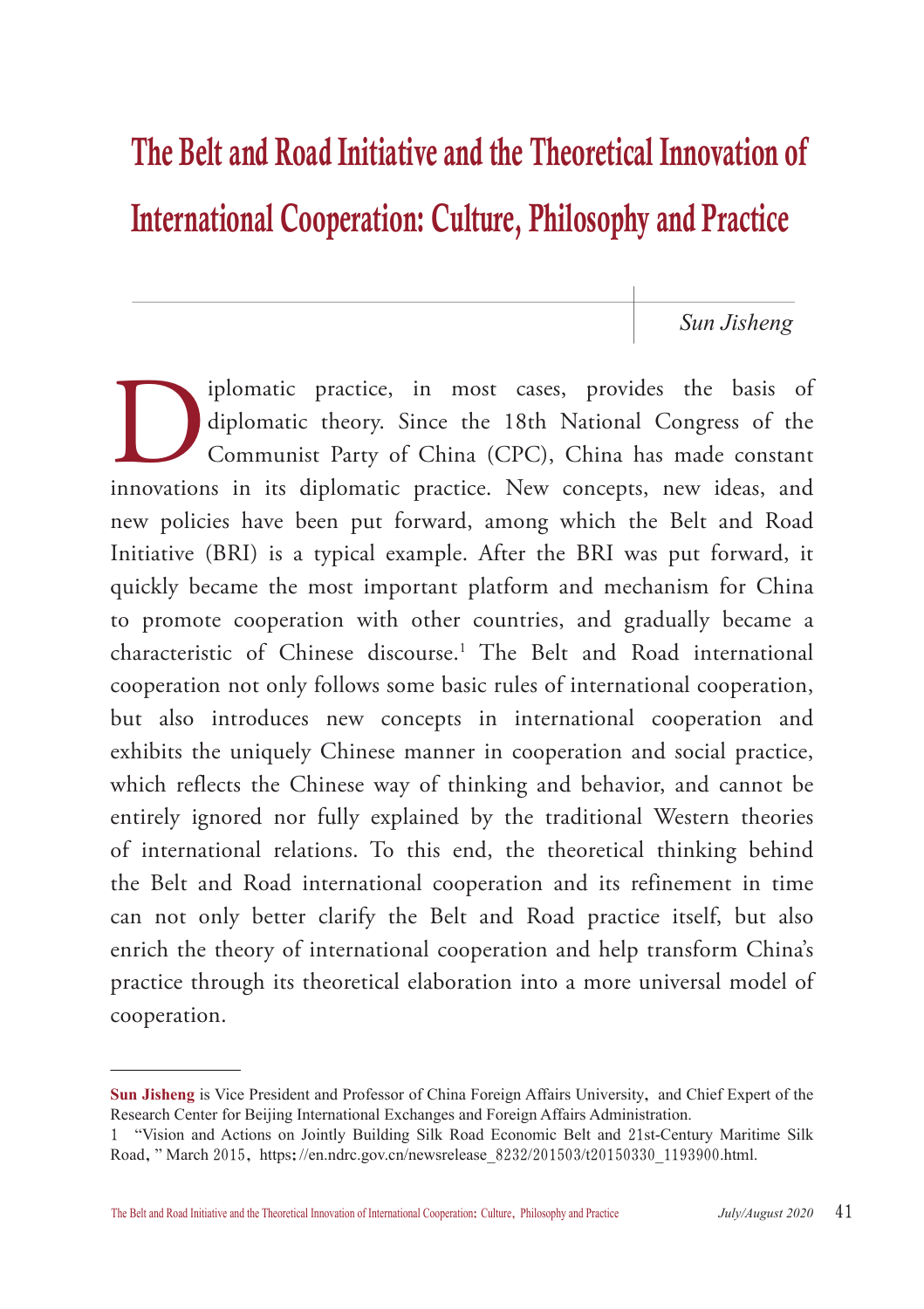# The Belt and Road Initiative and the Theoretical Innovation of International Cooperation: Culture, Philosophy and Practice

*Sun Jisheng*

Diplomatic practice, in most cases, provides the basis of diplomatic theory. Since the 18th National Congress of the Communist Party of China (CPC), China has made constant innovations in its diplomatic practice. New concepts, new ideas, and new policies have been put forward, among which the Belt and Road Initiative (BRI) is a typical example. After the BRI was put forward, it quickly became the most important platform and mechanism for China to promote cooperation with other countries, and gradually became a characteristic of Chinese discourse.[1] The Belt and Road international cooperation not only follows some basic rules of international cooperation, but also introduces new concepts in international cooperation and exhibits the uniquely Chinese manner in cooperation and social practice, which reflects the Chinese way of thinking and behavior, and cannot be entirely ignored nor fully explained by the traditional Western theories of international relations. To this end, the theoretical thinking behind the Belt and Road international cooperation and its refinement in time can not only better clarify the Belt and Road practice itself, but also enrich the theory of international cooperation and help transform China's practice through its theoretical elaboration into a more universal model of cooperation.

---

**Sun Jisheng** is Vice President and Professor of China Foreign Affairs University, and Chief Expert of the Research Center for Beijing International Exchanges and Foreign Affairs Administration.

1 "Vision and Actions on Jointly Building Silk Road Economic Belt and 21st-Century Maritime Silk Road," March 2015, https://en.ndrc.gov.cn/newsrelease_8232/201503/t20150330_1193900.html.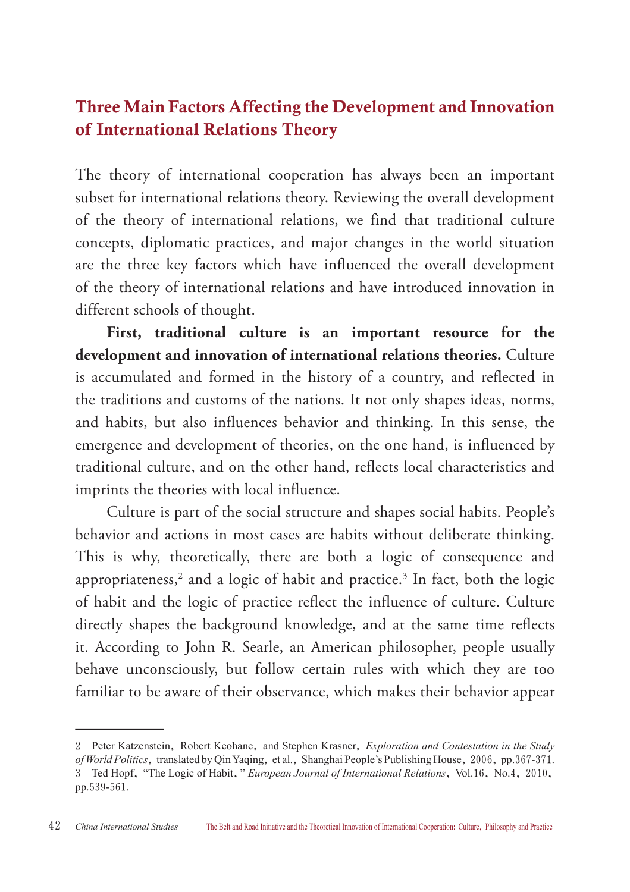## Three Main Factors Affecting the Development and Innovation of International Relations Theory

The theory of international cooperation has always been an important subset for international relations theory. Reviewing the overall development of the theory of international relations, we find that traditional culture concepts, diplomatic practices, and major changes in the world situation are the three key factors which have influenced the overall development of the theory of international relations and have introduced innovation in different schools of thought.

**First, traditional culture is an important resource for the development and innovation of international relations theories.** Culture is accumulated and formed in the history of a country, and reflected in the traditions and customs of the nations. It not only shapes ideas, norms, and habits, but also influences behavior and thinking. In this sense, the emergence and development of theories, on the one hand, is influenced by traditional culture, and on the other hand, reflects local characteristics and imprints the theories with local influence.

Culture is part of the social structure and shapes social habits. People's behavior and actions in most cases are habits without deliberate thinking. This is why, theoretically, there are both a logic of consequence and appropriateness,[2] and a logic of habit and practice.[3] In fact, both the logic of habit and the logic of practice reflect the influence of culture. Culture directly shapes the background knowledge, and at the same time reflects it. According to John R. Searle, an American philosopher, people usually behave unconsciously, but follow certain rules with which they are too familiar to be aware of their observance, which makes their behavior appear

---

2 Peter Katzenstein, Robert Keohane, and Stephen Krasner, *Exploration and Contestation in the Study of World Politics*, translated by Qin Yaqing, et al., Shanghai People's Publishing House, 2006, pp.367-371.

3 Ted Hopf, "The Logic of Habit," *European Journal of International Relations*, Vol.16, No.4, 2010, pp.539-561.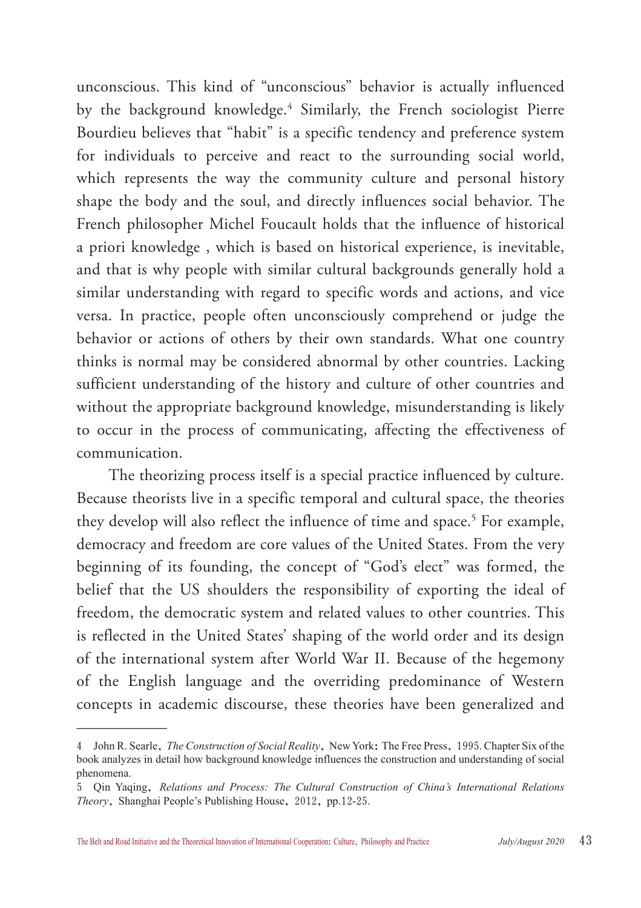unconscious. This kind of "unconscious" behavior is actually influenced by the background knowledge.[4] Similarly, the French sociologist Pierre Bourdieu believes that "habit" is a specific tendency and preference system for individuals to perceive and react to the surrounding social world, which represents the way the community culture and personal history shape the body and the soul, and directly influences social behavior. The French philosopher Michel Foucault holds that the influence of historical a priori knowledge , which is based on historical experience, is inevitable, and that is why people with similar cultural backgrounds generally hold a similar understanding with regard to specific words and actions, and vice versa. In practice, people often unconsciously comprehend or judge the behavior or actions of others by their own standards. What one country thinks is normal may be considered abnormal by other countries. Lacking sufficient understanding of the history and culture of other countries and without the appropriate background knowledge, misunderstanding is likely to occur in the process of communicating, affecting the effectiveness of communication.

The theorizing process itself is a special practice influenced by culture. Because theorists live in a specific temporal and cultural space, the theories they develop will also reflect the influence of time and space.[5] For example, democracy and freedom are core values of the United States. From the very beginning of its founding, the concept of "God's elect" was formed, the belief that the US shoulders the responsibility of exporting the ideal of freedom, the democratic system and related values to other countries. This is reflected in the United States' shaping of the world order and its design of the international system after World War II. Because of the hegemony of the English language and the overriding predominance of Western concepts in academic discourse, these theories have been generalized and

---

4 John R. Searle, *The Construction of Social Reality*, New York: The Free Press, 1995. Chapter Six of the book analyzes in detail how background knowledge influences the construction and understanding of social phenomena.

5 Qin Yaqing, *Relations and Process: The Cultural Construction of China's International Relations Theory*, Shanghai People's Publishing House, 2012, pp.12-25.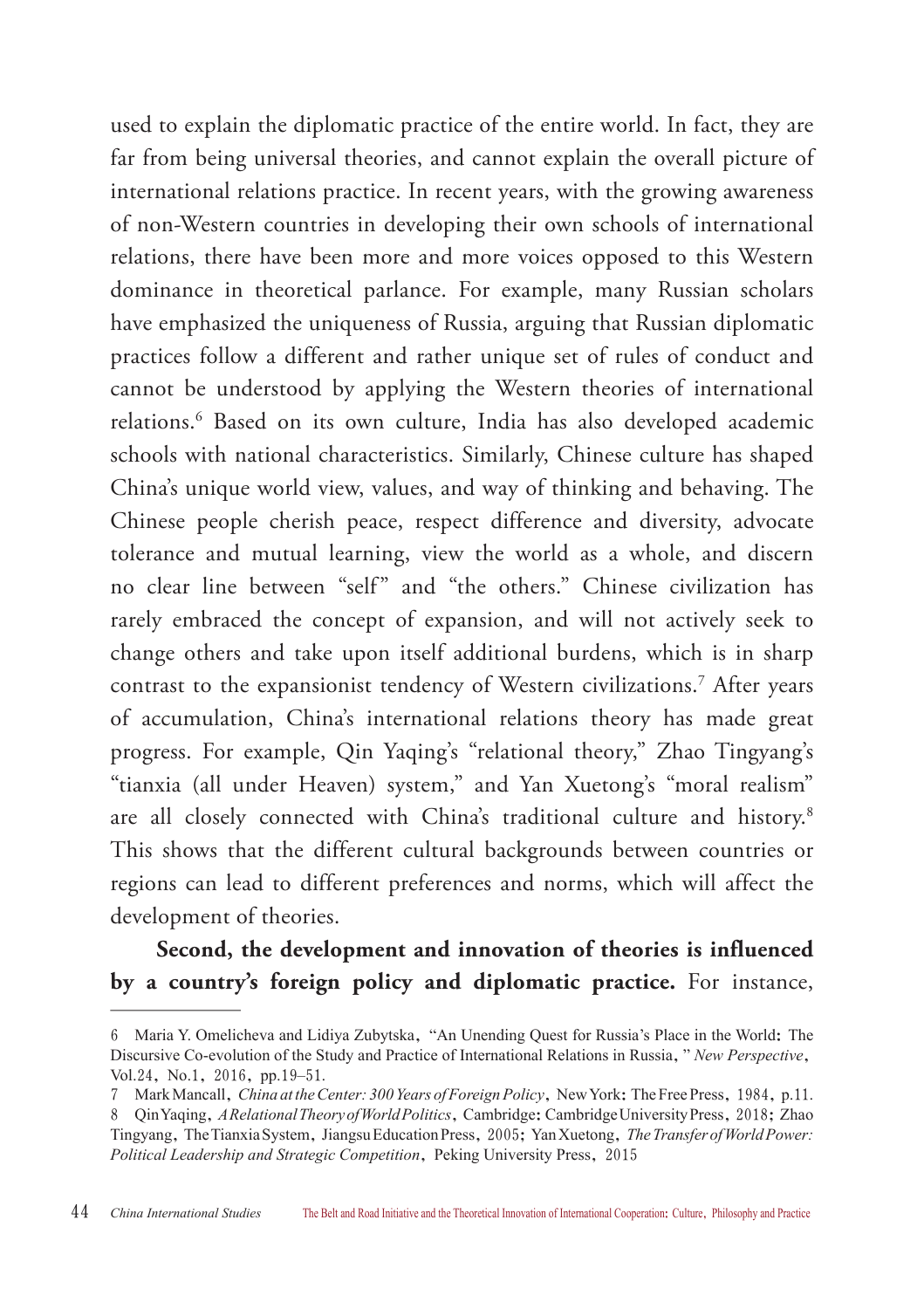used to explain the diplomatic practice of the entire world. In fact, they are far from being universal theories, and cannot explain the overall picture of international relations practice. In recent years, with the growing awareness of non-Western countries in developing their own schools of international relations, there have been more and more voices opposed to this Western dominance in theoretical parlance. For example, many Russian scholars have emphasized the uniqueness of Russia, arguing that Russian diplomatic practices follow a different and rather unique set of rules of conduct and cannot be understood by applying the Western theories of international relations.[6] Based on its own culture, India has also developed academic schools with national characteristics. Similarly, Chinese culture has shaped China's unique world view, values, and way of thinking and behaving. The Chinese people cherish peace, respect difference and diversity, advocate tolerance and mutual learning, view the world as a whole, and discern no clear line between "self" and "the others." Chinese civilization has rarely embraced the concept of expansion, and will not actively seek to change others and take upon itself additional burdens, which is in sharp contrast to the expansionist tendency of Western civilizations.[7] After years of accumulation, China's international relations theory has made great progress. For example, Qin Yaqing's "relational theory," Zhao Tingyang's "tianxia (all under Heaven) system," and Yan Xuetong's "moral realism" are all closely connected with China's traditional culture and history.[8] This shows that the different cultural backgrounds between countries or regions can lead to different preferences and norms, which will affect the development of theories.

**Second, the development and innovation of theories is influenced by a country's foreign policy and diplomatic practice.** For instance,

---

6 Maria Y. Omelicheva and Lidiya Zubytska, "An Unending Quest for Russia's Place in the World: The Discursive Co-evolution of the Study and Practice of International Relations in Russia," *New Perspective*, Vol.24, No.1, 2016, pp.19–51.

7 Mark Mancall, *China at the Center: 300 Years of Foreign Policy*, New York: The Free Press, 1984, p.11.

8 Qin Yaqing, *A Relational Theory of World Politics*, Cambridge: Cambridge University Press, 2018; Zhao Tingyang, The Tianxia System, Jiangsu Education Press, 2005; Yan Xuetong, *The Transfer of World Power: Political Leadership and Strategic Competition*, Peking University Press, 2015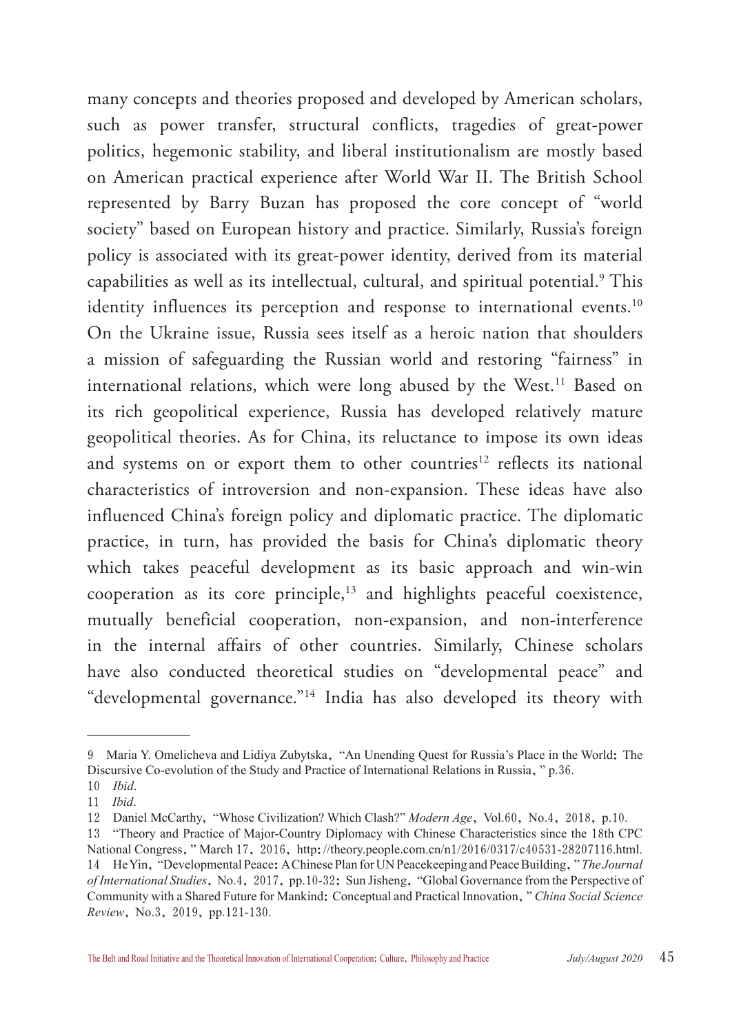many concepts and theories proposed and developed by American scholars, such as power transfer, structural conflicts, tragedies of great-power politics, hegemonic stability, and liberal institutionalism are mostly based on American practical experience after World War II. The British School represented by Barry Buzan has proposed the core concept of "world society" based on European history and practice. Similarly, Russia's foreign policy is associated with its great-power identity, derived from its material capabilities as well as its intellectual, cultural, and spiritual potential.[9] This identity influences its perception and response to international events.[10] On the Ukraine issue, Russia sees itself as a heroic nation that shoulders a mission of safeguarding the Russian world and restoring "fairness" in international relations, which were long abused by the West.[11] Based on its rich geopolitical experience, Russia has developed relatively mature geopolitical theories. As for China, its reluctance to impose its own ideas and systems on or export them to other countries[12] reflects its national characteristics of introversion and non-expansion. These ideas have also influenced China's foreign policy and diplomatic practice. The diplomatic practice, in turn, has provided the basis for China's diplomatic theory which takes peaceful development as its basic approach and win-win cooperation as its core principle,[13] and highlights peaceful coexistence, mutually beneficial cooperation, non-expansion, and non-interference in the internal affairs of other countries. Similarly, Chinese scholars have also conducted theoretical studies on "developmental peace" and "developmental governance."[14] India has also developed its theory with

---

9 Maria Y. Omelicheva and Lidiya Zubytska, "An Unending Quest for Russia's Place in the World: The Discursive Co-evolution of the Study and Practice of International Relations in Russia," p.36.

10 *Ibid*.

11 *Ibid*.

12 Daniel McCarthy, "Whose Civilization? Which Clash?" *Modern Age*, Vol.60, No.4, 2018, p.10.

13 "Theory and Practice of Major-Country Diplomacy with Chinese Characteristics since the 18th CPC National Congress," March 17, 2016, http://theory.people.com.cn/n1/2016/0317/c40531-28207116.html.

14 He Yin, "Developmental Peace: A Chinese Plan for UN Peacekeeping and Peace Building," *The Journal of International Studies*, No.4, 2017, pp.10-32; Sun Jisheng, "Global Governance from the Perspective of Community with a Shared Future for Mankind: Conceptual and Practical Innovation," *China Social Science Review*, No.3, 2019, pp.121-130.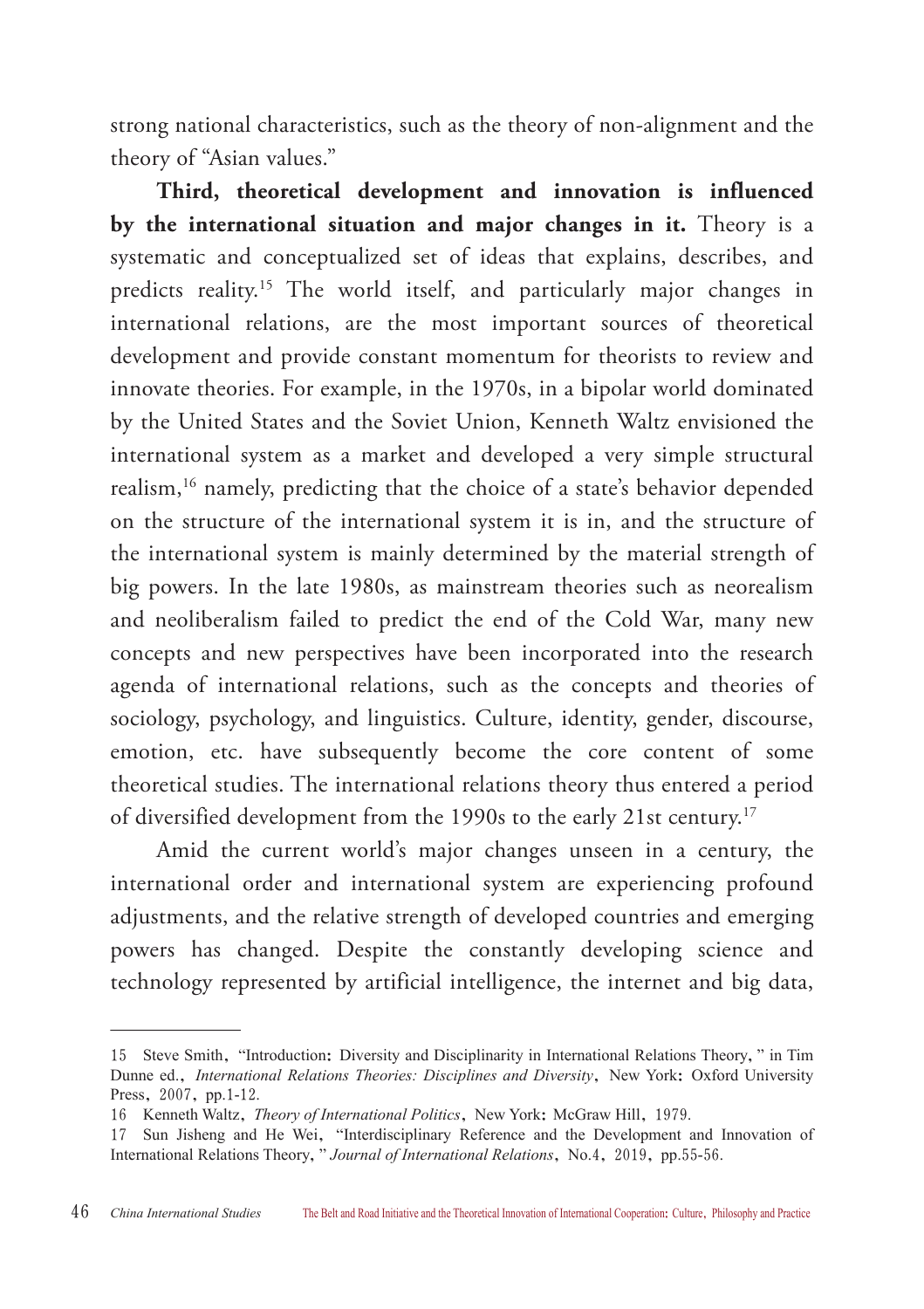strong national characteristics, such as the theory of non-alignment and the theory of "Asian values."

**Third, theoretical development and innovation is influenced by the international situation and major changes in it.** Theory is a systematic and conceptualized set of ideas that explains, describes, and predicts reality.[15] The world itself, and particularly major changes in international relations, are the most important sources of theoretical development and provide constant momentum for theorists to review and innovate theories. For example, in the 1970s, in a bipolar world dominated by the United States and the Soviet Union, Kenneth Waltz envisioned the international system as a market and developed a very simple structural realism,[16] namely, predicting that the choice of a state's behavior depended on the structure of the international system it is in, and the structure of the international system is mainly determined by the material strength of big powers. In the late 1980s, as mainstream theories such as neorealism and neoliberalism failed to predict the end of the Cold War, many new concepts and new perspectives have been incorporated into the research agenda of international relations, such as the concepts and theories of sociology, psychology, and linguistics. Culture, identity, gender, discourse, emotion, etc. have subsequently become the core content of some theoretical studies. The international relations theory thus entered a period of diversified development from the 1990s to the early 21st century.[17]

Amid the current world's major changes unseen in a century, the international order and international system are experiencing profound adjustments, and the relative strength of developed countries and emerging powers has changed. Despite the constantly developing science and technology represented by artificial intelligence, the internet and big data,

---

15 Steve Smith, "Introduction: Diversity and Disciplinarity in International Relations Theory," in Tim Dunne ed., *International Relations Theories: Disciplines and Diversity*, New York: Oxford University Press, 2007, pp.1-12.

16 Kenneth Waltz, *Theory of International Politics*, New York: McGraw Hill, 1979.

17 Sun Jisheng and He Wei, "Interdisciplinary Reference and the Development and Innovation of International Relations Theory," *Journal of International Relations*, No.4, 2019, pp.55-56.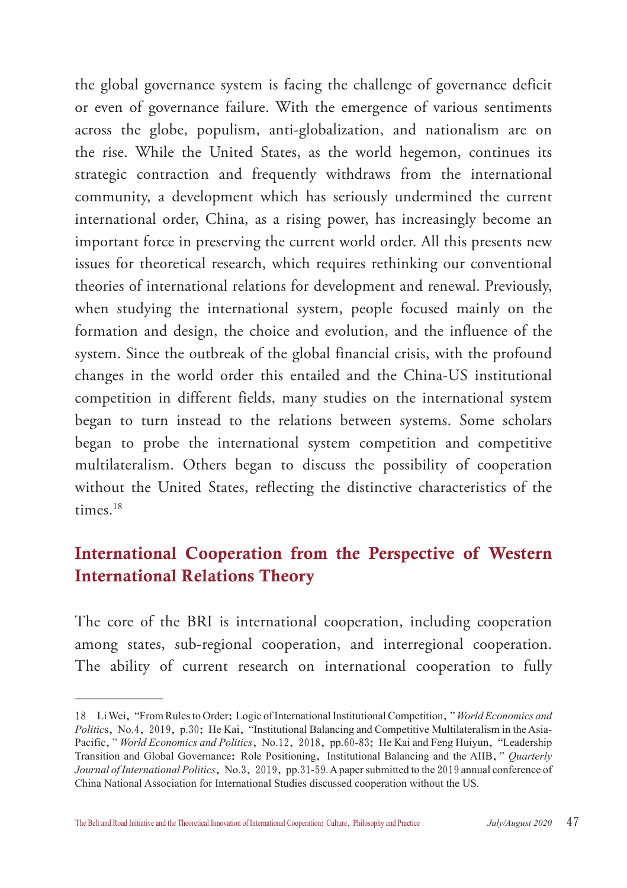the global governance system is facing the challenge of governance deficit or even of governance failure. With the emergence of various sentiments across the globe, populism, anti-globalization, and nationalism are on the rise. While the United States, as the world hegemon, continues its strategic contraction and frequently withdraws from the international community, a development which has seriously undermined the current international order, China, as a rising power, has increasingly become an important force in preserving the current world order. All this presents new issues for theoretical research, which requires rethinking our conventional theories of international relations for development and renewal. Previously, when studying the international system, people focused mainly on the formation and design, the choice and evolution, and the influence of the system. Since the outbreak of the global financial crisis, with the profound changes in the world order this entailed and the China-US institutional competition in different fields, many studies on the international system began to turn instead to the relations between systems. Some scholars began to probe the international system competition and competitive multilateralism. Others began to discuss the possibility of cooperation without the United States, reflecting the distinctive characteristics of the times.[18]

## International Cooperation from the Perspective of Western International Relations Theory

The core of the BRI is international cooperation, including cooperation among states, sub-regional cooperation, and interregional cooperation. The ability of current research on international cooperation to fully

---

18 Li Wei, "From Rules to Order: Logic of International Institutional Competition," *World Economics and Politics*, No.4, 2019, p.30; He Kai, "Institutional Balancing and Competitive Multilateralism in the Asia-Pacific," *World Economics and Politics*, No.12, 2018, pp.60-83; He Kai and Feng Huiyun, "Leadership Transition and Global Governance: Role Positioning, Institutional Balancing and the AIIB," *Quarterly Journal of International Politics*, No.3, 2019, pp.31-59. A paper submitted to the 2019 annual conference of China National Association for International Studies discussed cooperation without the US.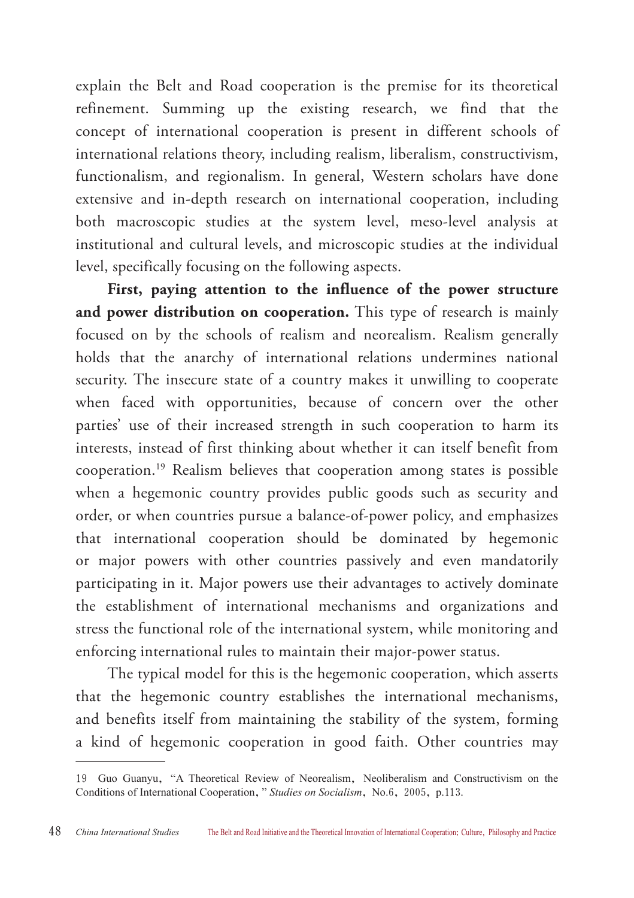explain the Belt and Road cooperation is the premise for its theoretical refinement. Summing up the existing research, we find that the concept of international cooperation is present in different schools of international relations theory, including realism, liberalism, constructivism, functionalism, and regionalism. In general, Western scholars have done extensive and in-depth research on international cooperation, including both macroscopic studies at the system level, meso-level analysis at institutional and cultural levels, and microscopic studies at the individual level, specifically focusing on the following aspects.

**First, paying attention to the influence of the power structure and power distribution on cooperation.** This type of research is mainly focused on by the schools of realism and neorealism. Realism generally holds that the anarchy of international relations undermines national security. The insecure state of a country makes it unwilling to cooperate when faced with opportunities, because of concern over the other parties' use of their increased strength in such cooperation to harm its interests, instead of first thinking about whether it can itself benefit from cooperation.[19] Realism believes that cooperation among states is possible when a hegemonic country provides public goods such as security and order, or when countries pursue a balance-of-power policy, and emphasizes that international cooperation should be dominated by hegemonic or major powers with other countries passively and even mandatorily participating in it. Major powers use their advantages to actively dominate the establishment of international mechanisms and organizations and stress the functional role of the international system, while monitoring and enforcing international rules to maintain their major-power status.

The typical model for this is the hegemonic cooperation, which asserts that the hegemonic country establishes the international mechanisms, and benefits itself from maintaining the stability of the system, forming a kind of hegemonic cooperation in good faith. Other countries may

---

19 Guo Guanyu, "A Theoretical Review of Neorealism, Neoliberalism and Constructivism on the Conditions of International Cooperation," *Studies on Socialism*, No.6, 2005, p.113.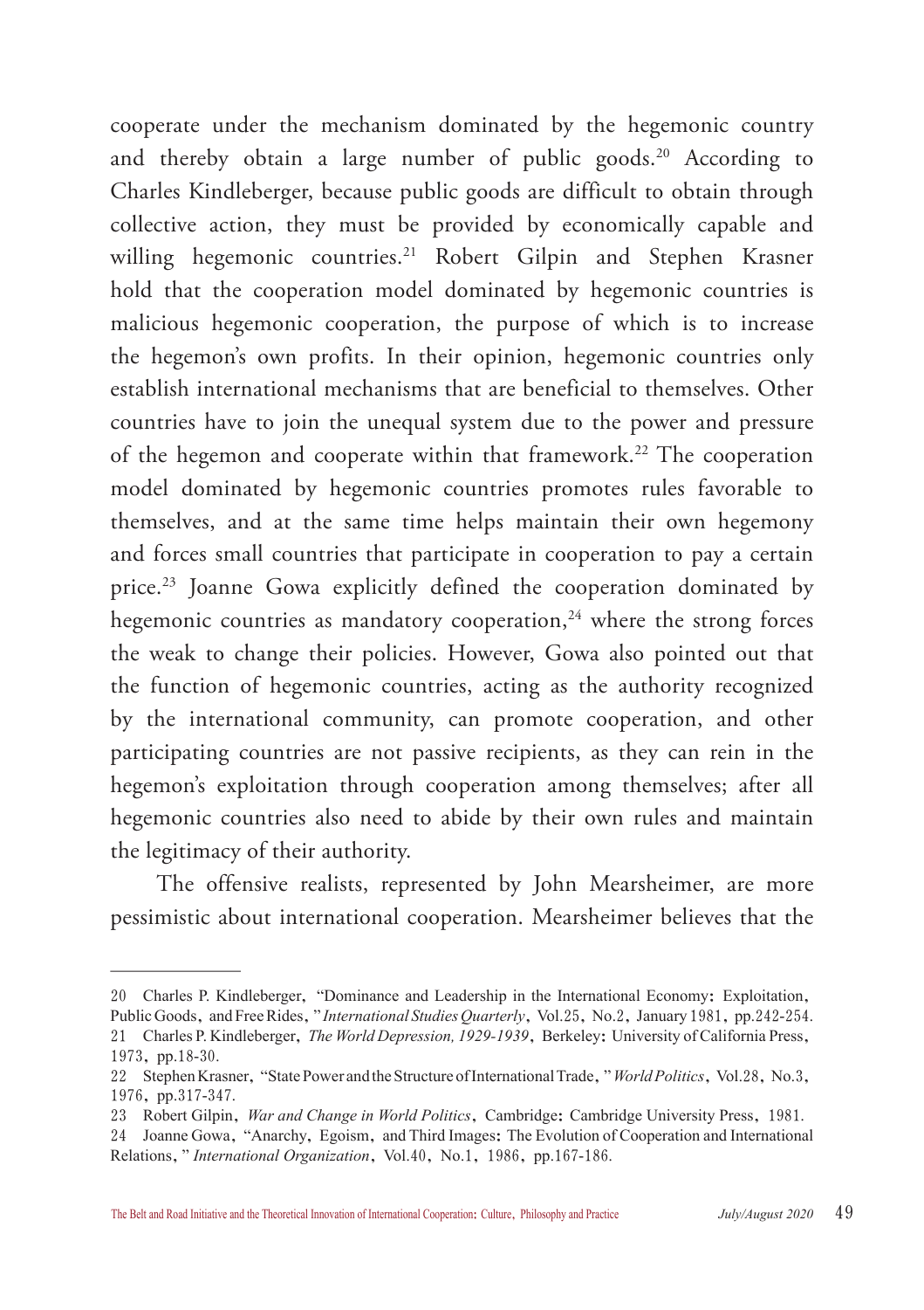cooperate under the mechanism dominated by the hegemonic country and thereby obtain a large number of public goods.[20] According to Charles Kindleberger, because public goods are difficult to obtain through collective action, they must be provided by economically capable and willing hegemonic countries.[21] Robert Gilpin and Stephen Krasner hold that the cooperation model dominated by hegemonic countries is malicious hegemonic cooperation, the purpose of which is to increase the hegemon's own profits. In their opinion, hegemonic countries only establish international mechanisms that are beneficial to themselves. Other countries have to join the unequal system due to the power and pressure of the hegemon and cooperate within that framework.[22] The cooperation model dominated by hegemonic countries promotes rules favorable to themselves, and at the same time helps maintain their own hegemony and forces small countries that participate in cooperation to pay a certain price.[23] Joanne Gowa explicitly defined the cooperation dominated by hegemonic countries as mandatory cooperation,[24] where the strong forces the weak to change their policies. However, Gowa also pointed out that the function of hegemonic countries, acting as the authority recognized by the international community, can promote cooperation, and other participating countries are not passive recipients, as they can rein in the hegemon's exploitation through cooperation among themselves; after all hegemonic countries also need to abide by their own rules and maintain the legitimacy of their authority.

The offensive realists, represented by John Mearsheimer, are more pessimistic about international cooperation. Mearsheimer believes that the

---

20 Charles P. Kindleberger, "Dominance and Leadership in the International Economy: Exploitation, Public Goods, and Free Rides," *International Studies Quarterly*, Vol.25, No.2, January 1981, pp.242-254.

21 Charles P. Kindleberger, *The World Depression, 1929-1939*, Berkeley: University of California Press, 1973, pp.18-30.

22 Stephen Krasner, "State Power and the Structure of International Trade," *World Politics*, Vol.28, No.3, 1976, pp.317-347.

23 Robert Gilpin, *War and Change in World Politics*, Cambridge: Cambridge University Press, 1981.

24 Joanne Gowa, "Anarchy, Egoism, and Third Images: The Evolution of Cooperation and International Relations," *International Organization*, Vol.40, No.1, 1986, pp.167-186.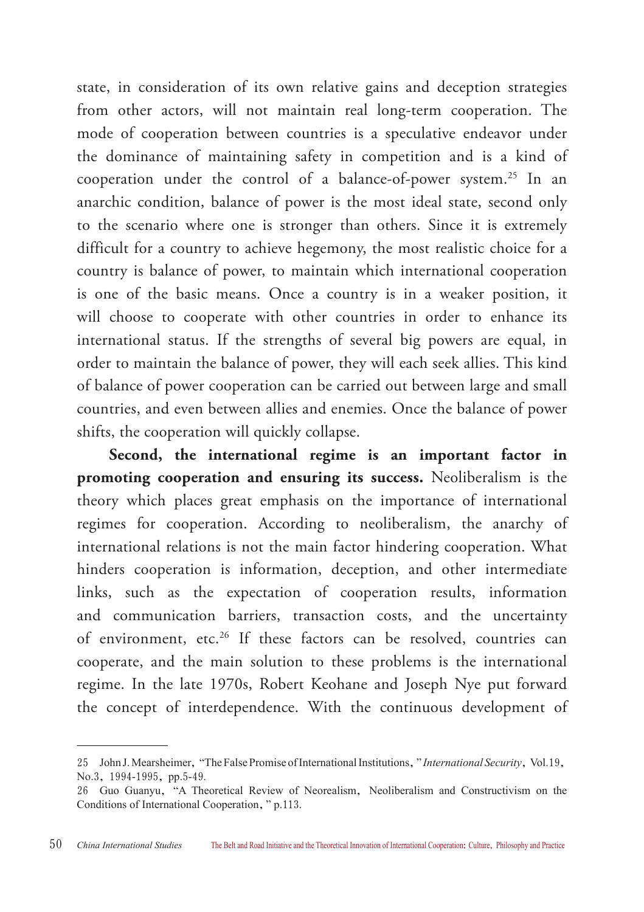state, in consideration of its own relative gains and deception strategies from other actors, will not maintain real long-term cooperation. The mode of cooperation between countries is a speculative endeavor under the dominance of maintaining safety in competition and is a kind of cooperation under the control of a balance-of-power system.[25] In an anarchic condition, balance of power is the most ideal state, second only to the scenario where one is stronger than others. Since it is extremely difficult for a country to achieve hegemony, the most realistic choice for a country is balance of power, to maintain which international cooperation is one of the basic means. Once a country is in a weaker position, it will choose to cooperate with other countries in order to enhance its international status. If the strengths of several big powers are equal, in order to maintain the balance of power, they will each seek allies. This kind of balance of power cooperation can be carried out between large and small countries, and even between allies and enemies. Once the balance of power shifts, the cooperation will quickly collapse.

**Second, the international regime is an important factor in promoting cooperation and ensuring its success.** Neoliberalism is the theory which places great emphasis on the importance of international regimes for cooperation. According to neoliberalism, the anarchy of international relations is not the main factor hindering cooperation. What hinders cooperation is information, deception, and other intermediate links, such as the expectation of cooperation results, information and communication barriers, transaction costs, and the uncertainty of environment, etc.[26] If these factors can be resolved, countries can cooperate, and the main solution to these problems is the international regime. In the late 1970s, Robert Keohane and Joseph Nye put forward the concept of interdependence. With the continuous development of

---

25 John J. Mearsheimer, "The False Promise of International Institutions," *International Security*, Vol.19, No.3, 1994-1995, pp.5-49.

26 Guo Guanyu, "A Theoretical Review of Neorealism, Neoliberalism and Constructivism on the Conditions of International Cooperation," p.113.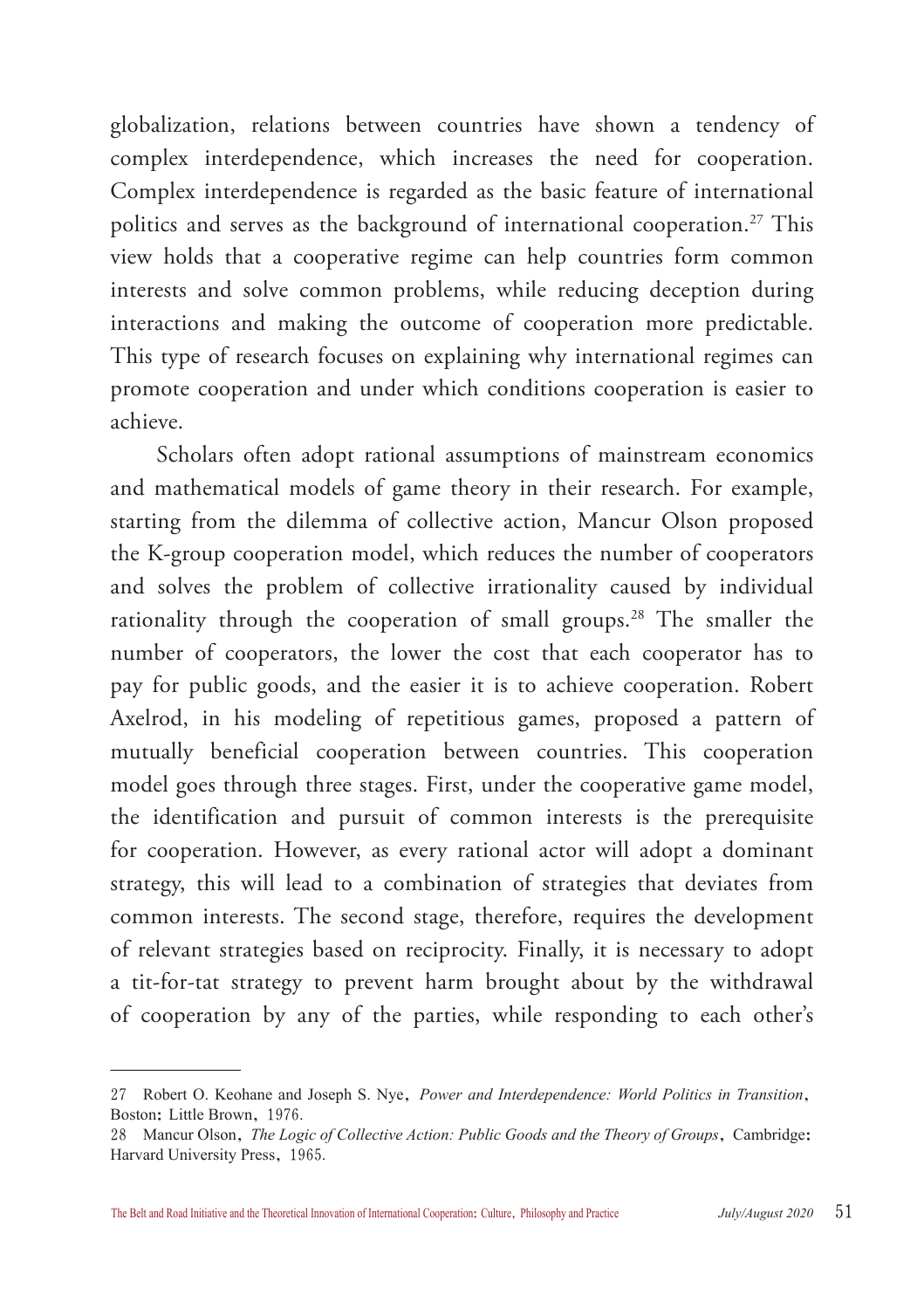globalization, relations between countries have shown a tendency of complex interdependence, which increases the need for cooperation. Complex interdependence is regarded as the basic feature of international politics and serves as the background of international cooperation.[27] This view holds that a cooperative regime can help countries form common interests and solve common problems, while reducing deception during interactions and making the outcome of cooperation more predictable. This type of research focuses on explaining why international regimes can promote cooperation and under which conditions cooperation is easier to achieve.

Scholars often adopt rational assumptions of mainstream economics and mathematical models of game theory in their research. For example, starting from the dilemma of collective action, Mancur Olson proposed the K-group cooperation model, which reduces the number of cooperators and solves the problem of collective irrationality caused by individual rationality through the cooperation of small groups.[28] The smaller the number of cooperators, the lower the cost that each cooperator has to pay for public goods, and the easier it is to achieve cooperation. Robert Axelrod, in his modeling of repetitious games, proposed a pattern of mutually beneficial cooperation between countries. This cooperation model goes through three stages. First, under the cooperative game model, the identification and pursuit of common interests is the prerequisite for cooperation. However, as every rational actor will adopt a dominant strategy, this will lead to a combination of strategies that deviates from common interests. The second stage, therefore, requires the development of relevant strategies based on reciprocity. Finally, it is necessary to adopt a tit-for-tat strategy to prevent harm brought about by the withdrawal of cooperation by any of the parties, while responding to each other's

---

27 Robert O. Keohane and Joseph S. Nye, *Power and Interdependence: World Politics in Transition*, Boston: Little Brown, 1976.

28 Mancur Olson, *The Logic of Collective Action: Public Goods and the Theory of Groups*, Cambridge: Harvard University Press, 1965.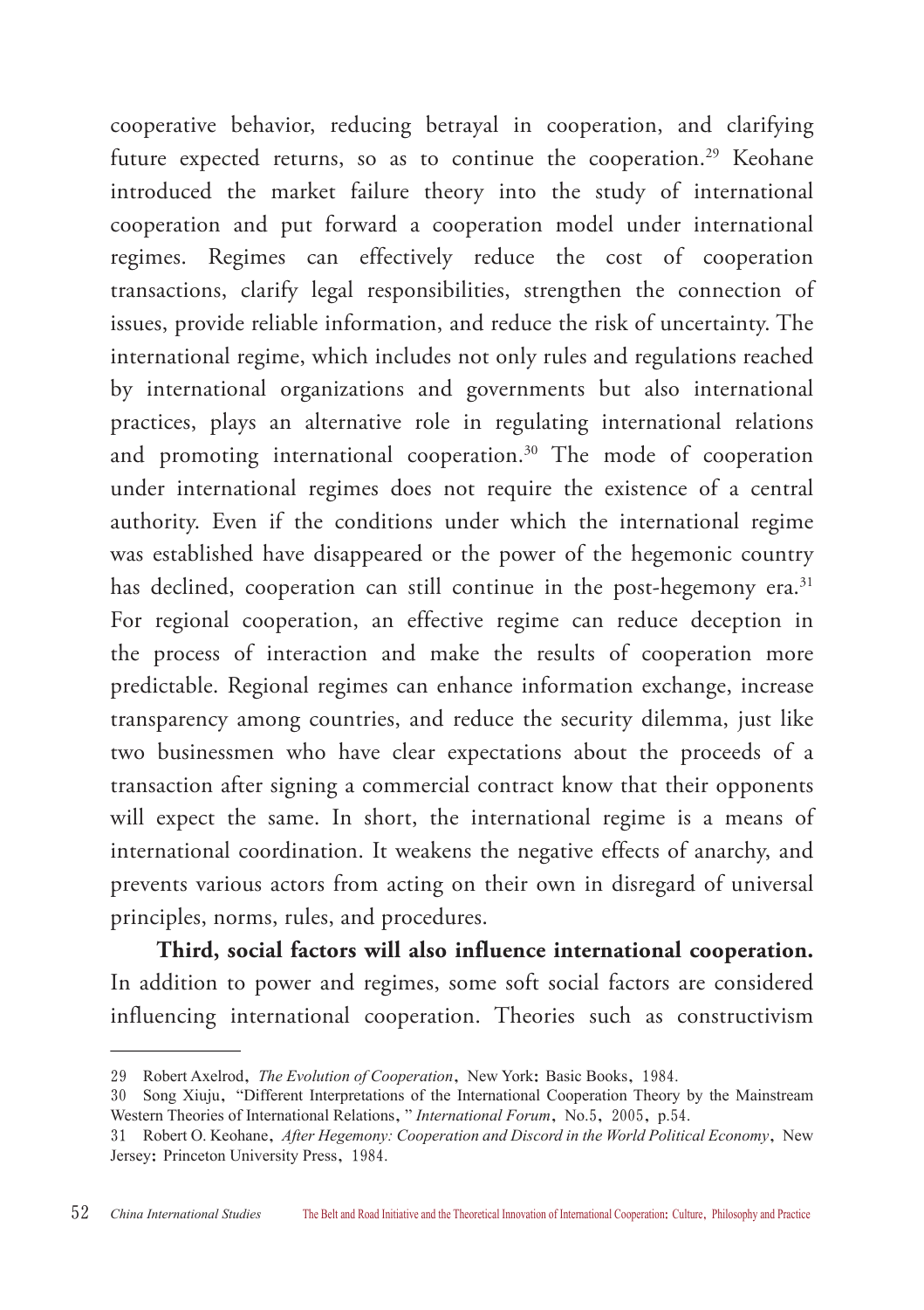cooperative behavior, reducing betrayal in cooperation, and clarifying future expected returns, so as to continue the cooperation.[29] Keohane introduced the market failure theory into the study of international cooperation and put forward a cooperation model under international regimes. Regimes can effectively reduce the cost of cooperation transactions, clarify legal responsibilities, strengthen the connection of issues, provide reliable information, and reduce the risk of uncertainty. The international regime, which includes not only rules and regulations reached by international organizations and governments but also international practices, plays an alternative role in regulating international relations and promoting international cooperation.[30] The mode of cooperation under international regimes does not require the existence of a central authority. Even if the conditions under which the international regime was established have disappeared or the power of the hegemonic country has declined, cooperation can still continue in the post-hegemony era.[31] For regional cooperation, an effective regime can reduce deception in the process of interaction and make the results of cooperation more predictable. Regional regimes can enhance information exchange, increase transparency among countries, and reduce the security dilemma, just like two businessmen who have clear expectations about the proceeds of a transaction after signing a commercial contract know that their opponents will expect the same. In short, the international regime is a means of international coordination. It weakens the negative effects of anarchy, and prevents various actors from acting on their own in disregard of universal principles, norms, rules, and procedures.

**Third, social factors will also influence international cooperation.** In addition to power and regimes, some soft social factors are considered influencing international cooperation. Theories such as constructivism

---

29 Robert Axelrod, *The Evolution of Cooperation*, New York: Basic Books, 1984.

30 Song Xiuju, "Different Interpretations of the International Cooperation Theory by the Mainstream Western Theories of International Relations," *International Forum*, No.5, 2005, p.54.

31 Robert O. Keohane, *After Hegemony: Cooperation and Discord in the World Political Economy*, New Jersey: Princeton University Press, 1984.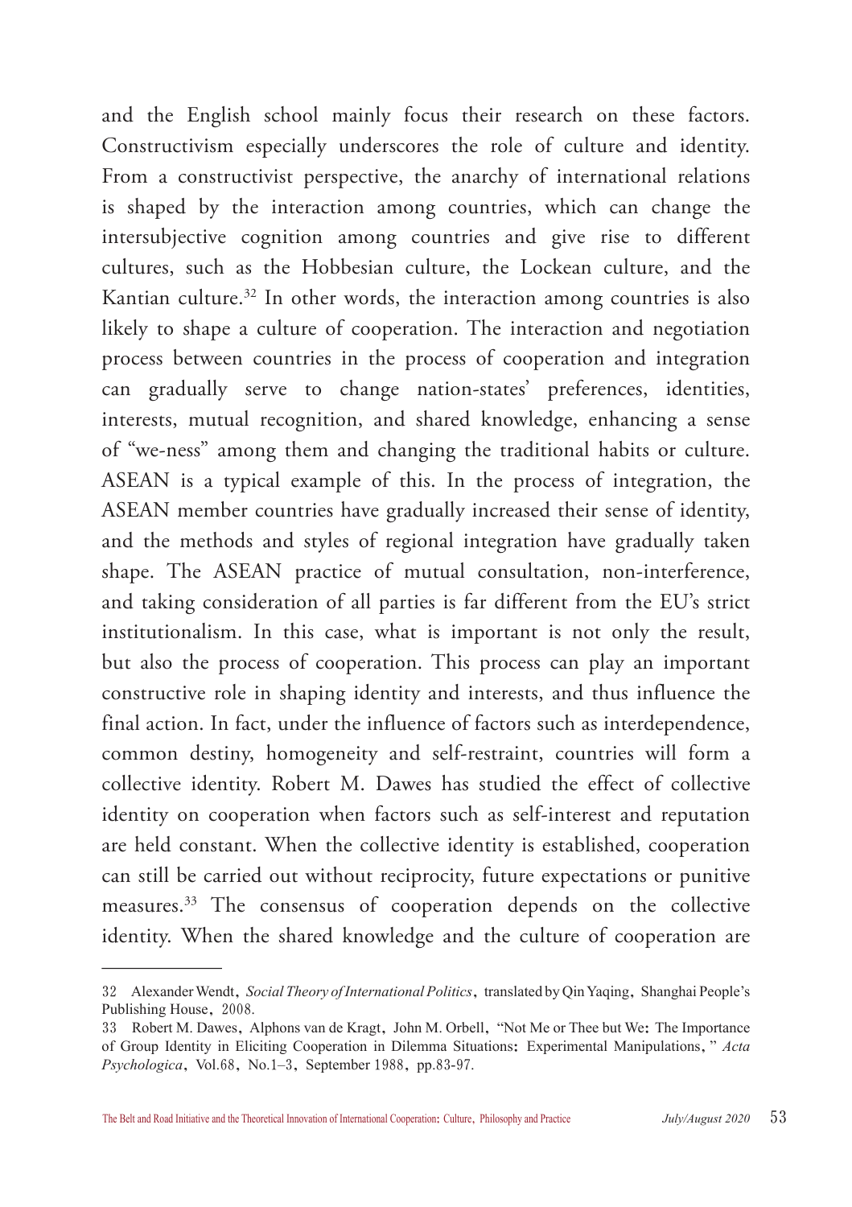and the English school mainly focus their research on these factors. Constructivism especially underscores the role of culture and identity. From a constructivist perspective, the anarchy of international relations is shaped by the interaction among countries, which can change the intersubjective cognition among countries and give rise to different cultures, such as the Hobbesian culture, the Lockean culture, and the Kantian culture.[32] In other words, the interaction among countries is also likely to shape a culture of cooperation. The interaction and negotiation process between countries in the process of cooperation and integration can gradually serve to change nation-states' preferences, identities, interests, mutual recognition, and shared knowledge, enhancing a sense of "we-ness" among them and changing the traditional habits or culture. ASEAN is a typical example of this. In the process of integration, the ASEAN member countries have gradually increased their sense of identity, and the methods and styles of regional integration have gradually taken shape. The ASEAN practice of mutual consultation, non-interference, and taking consideration of all parties is far different from the EU's strict institutionalism. In this case, what is important is not only the result, but also the process of cooperation. This process can play an important constructive role in shaping identity and interests, and thus influence the final action. In fact, under the influence of factors such as interdependence, common destiny, homogeneity and self-restraint, countries will form a collective identity. Robert M. Dawes has studied the effect of collective identity on cooperation when factors such as self-interest and reputation are held constant. When the collective identity is established, cooperation can still be carried out without reciprocity, future expectations or punitive measures.[33] The consensus of cooperation depends on the collective identity. When the shared knowledge and the culture of cooperation are

---

32 Alexander Wendt, *Social Theory of International Politics*, translated by Qin Yaqing, Shanghai People's Publishing House, 2008.

33 Robert M. Dawes, Alphons van de Kragt, John M. Orbell, "Not Me or Thee but We: The Importance of Group Identity in Eliciting Cooperation in Dilemma Situations: Experimental Manipulations," *Acta Psychologica*, Vol.68, No.1–3, September 1988, pp.83-97.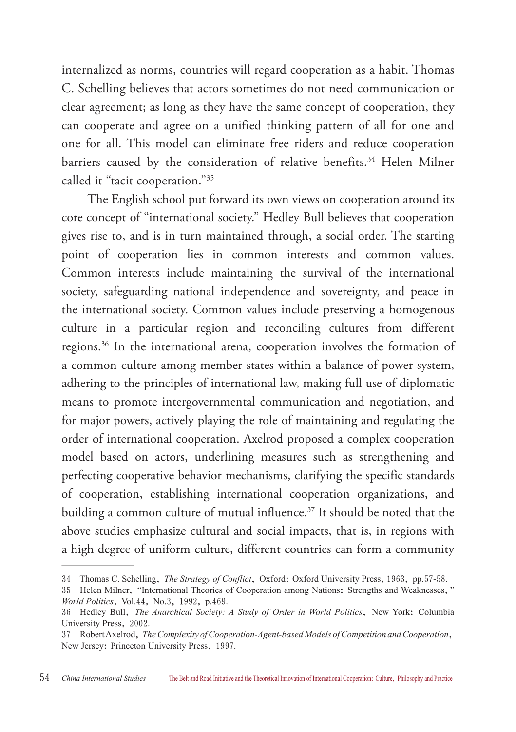internalized as norms, countries will regard cooperation as a habit. Thomas C. Schelling believes that actors sometimes do not need communication or clear agreement; as long as they have the same concept of cooperation, they can cooperate and agree on a unified thinking pattern of all for one and one for all. This model can eliminate free riders and reduce cooperation barriers caused by the consideration of relative benefits.[34] Helen Milner called it "tacit cooperation."[35]

The English school put forward its own views on cooperation around its core concept of "international society." Hedley Bull believes that cooperation gives rise to, and is in turn maintained through, a social order. The starting point of cooperation lies in common interests and common values. Common interests include maintaining the survival of the international society, safeguarding national independence and sovereignty, and peace in the international society. Common values include preserving a homogenous culture in a particular region and reconciling cultures from different regions.[36] In the international arena, cooperation involves the formation of a common culture among member states within a balance of power system, adhering to the principles of international law, making full use of diplomatic means to promote intergovernmental communication and negotiation, and for major powers, actively playing the role of maintaining and regulating the order of international cooperation. Axelrod proposed a complex cooperation model based on actors, underlining measures such as strengthening and perfecting cooperative behavior mechanisms, clarifying the specific standards of cooperation, establishing international cooperation organizations, and building a common culture of mutual influence.[37] It should be noted that the above studies emphasize cultural and social impacts, that is, in regions with a high degree of uniform culture, different countries can form a community

---

34 Thomas C. Schelling, *The Strategy of Conflict*, Oxford: Oxford University Press, 1963, pp.57-58.

35 Helen Milner, "International Theories of Cooperation among Nations: Strengths and Weaknesses," *World Politics*, Vol.44, No.3, 1992, p.469.

36 Hedley Bull, *The Anarchical Society: A Study of Order in World Politics*, New York: Columbia University Press, 2002.

37 Robert Axelrod, *The Complexity of Cooperation-Agent-based Models of Competition and Cooperation*, New Jersey: Princeton University Press, 1997.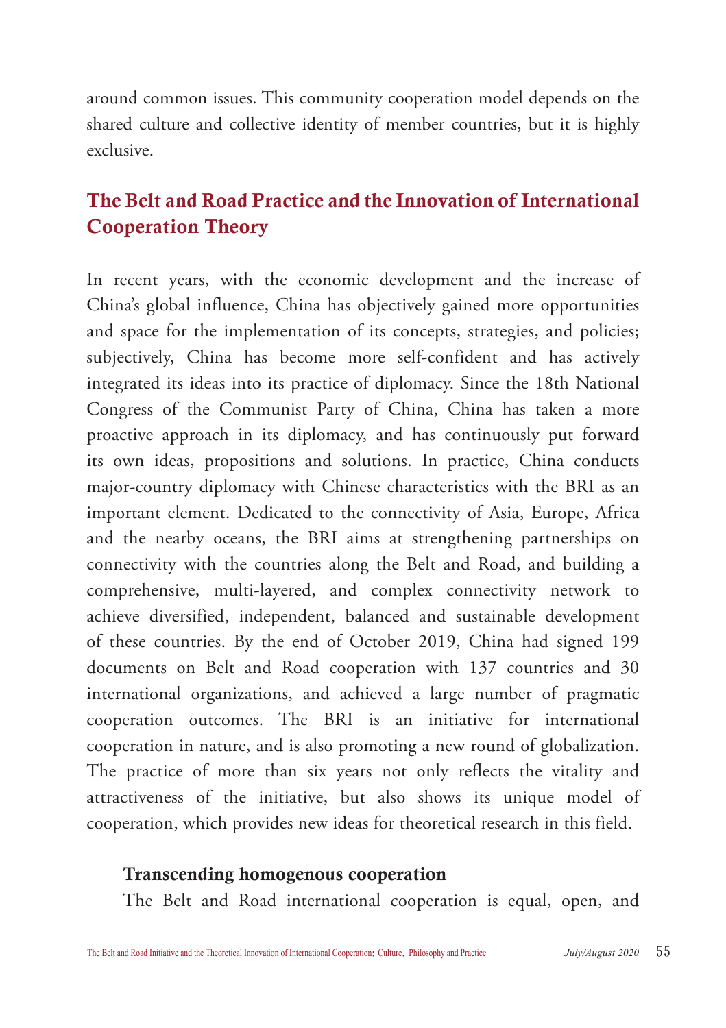around common issues. This community cooperation model depends on the shared culture and collective identity of member countries, but it is highly exclusive.

## The Belt and Road Practice and the Innovation of International Cooperation Theory

In recent years, with the economic development and the increase of China's global influence, China has objectively gained more opportunities and space for the implementation of its concepts, strategies, and policies; subjectively, China has become more self-confident and has actively integrated its ideas into its practice of diplomacy. Since the 18th National Congress of the Communist Party of China, China has taken a more proactive approach in its diplomacy, and has continuously put forward its own ideas, propositions and solutions. In practice, China conducts major-country diplomacy with Chinese characteristics with the BRI as an important element. Dedicated to the connectivity of Asia, Europe, Africa and the nearby oceans, the BRI aims at strengthening partnerships on connectivity with the countries along the Belt and Road, and building a comprehensive, multi-layered, and complex connectivity network to achieve diversified, independent, balanced and sustainable development of these countries. By the end of October 2019, China had signed 199 documents on Belt and Road cooperation with 137 countries and 30 international organizations, and achieved a large number of pragmatic cooperation outcomes. The BRI is an initiative for international cooperation in nature, and is also promoting a new round of globalization. The practice of more than six years not only reflects the vitality and attractiveness of the initiative, but also shows its unique model of cooperation, which provides new ideas for theoretical research in this field.

### Transcending homogenous cooperation

The Belt and Road international cooperation is equal, open, and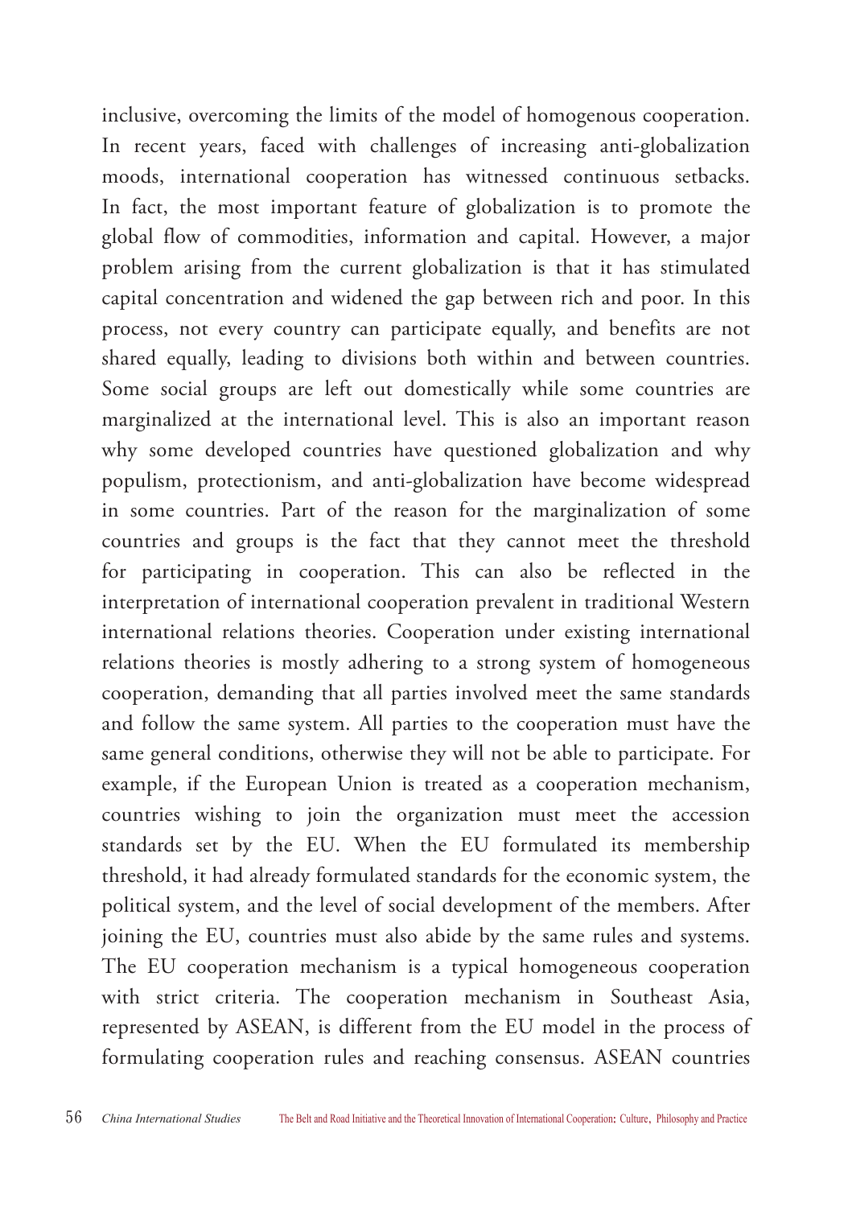inclusive, overcoming the limits of the model of homogenous cooperation. In recent years, faced with challenges of increasing anti-globalization moods, international cooperation has witnessed continuous setbacks. In fact, the most important feature of globalization is to promote the global flow of commodities, information and capital. However, a major problem arising from the current globalization is that it has stimulated capital concentration and widened the gap between rich and poor. In this process, not every country can participate equally, and benefits are not shared equally, leading to divisions both within and between countries. Some social groups are left out domestically while some countries are marginalized at the international level. This is also an important reason why some developed countries have questioned globalization and why populism, protectionism, and anti-globalization have become widespread in some countries. Part of the reason for the marginalization of some countries and groups is the fact that they cannot meet the threshold for participating in cooperation. This can also be reflected in the interpretation of international cooperation prevalent in traditional Western international relations theories. Cooperation under existing international relations theories is mostly adhering to a strong system of homogeneous cooperation, demanding that all parties involved meet the same standards and follow the same system. All parties to the cooperation must have the same general conditions, otherwise they will not be able to participate. For example, if the European Union is treated as a cooperation mechanism, countries wishing to join the organization must meet the accession standards set by the EU. When the EU formulated its membership threshold, it had already formulated standards for the economic system, the political system, and the level of social development of the members. After joining the EU, countries must also abide by the same rules and systems. The EU cooperation mechanism is a typical homogeneous cooperation with strict criteria. The cooperation mechanism in Southeast Asia, represented by ASEAN, is different from the EU model in the process of formulating cooperation rules and reaching consensus. ASEAN countries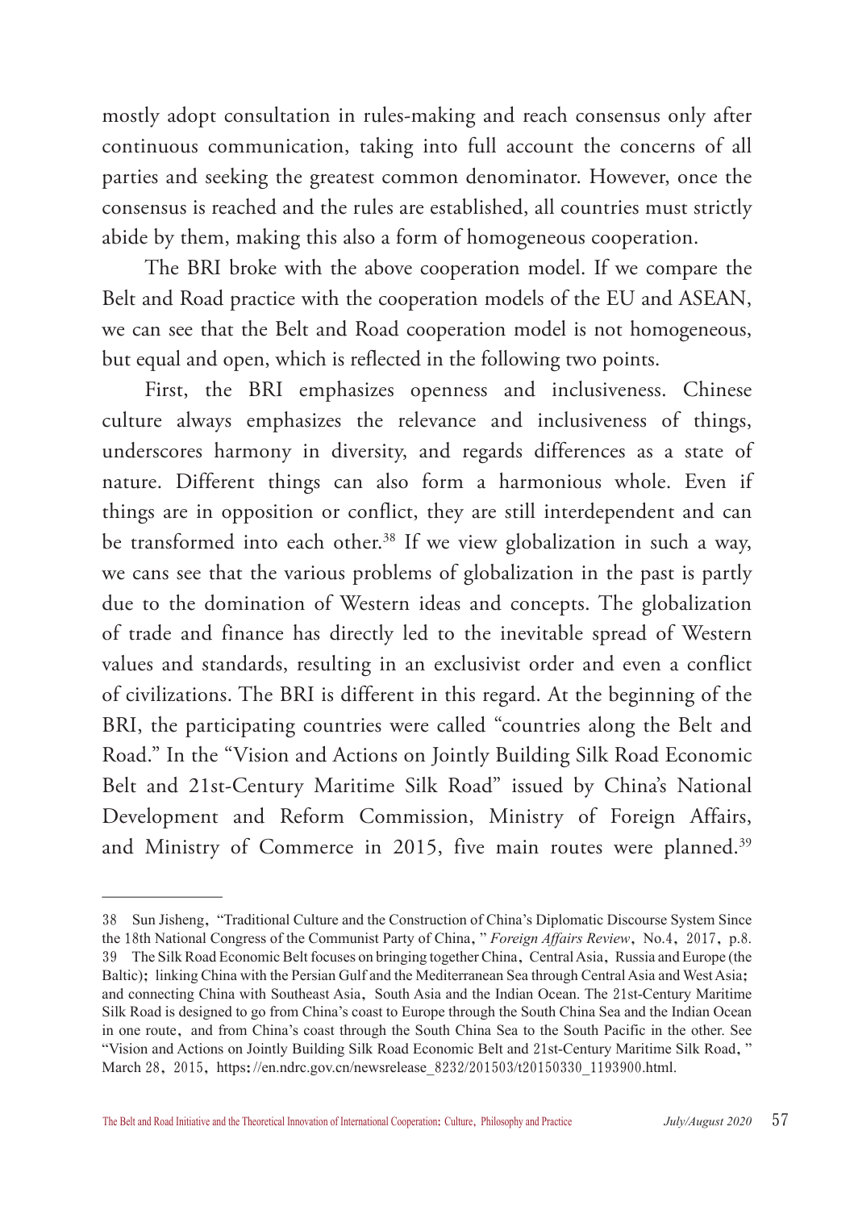mostly adopt consultation in rules-making and reach consensus only after continuous communication, taking into full account the concerns of all parties and seeking the greatest common denominator. However, once the consensus is reached and the rules are established, all countries must strictly abide by them, making this also a form of homogeneous cooperation.

The BRI broke with the above cooperation model. If we compare the Belt and Road practice with the cooperation models of the EU and ASEAN, we can see that the Belt and Road cooperation model is not homogeneous, but equal and open, which is reflected in the following two points.

First, the BRI emphasizes openness and inclusiveness. Chinese culture always emphasizes the relevance and inclusiveness of things, underscores harmony in diversity, and regards differences as a state of nature. Different things can also form a harmonious whole. Even if things are in opposition or conflict, they are still interdependent and can be transformed into each other.[38] If we view globalization in such a way, we cans see that the various problems of globalization in the past is partly due to the domination of Western ideas and concepts. The globalization of trade and finance has directly led to the inevitable spread of Western values and standards, resulting in an exclusivist order and even a conflict of civilizations. The BRI is different in this regard. At the beginning of the BRI, the participating countries were called "countries along the Belt and Road." In the "Vision and Actions on Jointly Building Silk Road Economic Belt and 21st-Century Maritime Silk Road" issued by China's National Development and Reform Commission, Ministry of Foreign Affairs, and Ministry of Commerce in 2015, five main routes were planned.[39]

---

38 Sun Jisheng, "Traditional Culture and the Construction of China's Diplomatic Discourse System Since the 18th National Congress of the Communist Party of China," *Foreign Affairs Review*, No.4, 2017, p.8.

39 The Silk Road Economic Belt focuses on bringing together China, Central Asia, Russia and Europe (the Baltic); linking China with the Persian Gulf and the Mediterranean Sea through Central Asia and West Asia; and connecting China with Southeast Asia, South Asia and the Indian Ocean. The 21st-Century Maritime Silk Road is designed to go from China's coast to Europe through the South China Sea and the Indian Ocean in one route, and from China's coast through the South China Sea to the South Pacific in the other. See "Vision and Actions on Jointly Building Silk Road Economic Belt and 21st-Century Maritime Silk Road," March 28, 2015, https://en.ndrc.gov.cn/newsrelease_8232/201503/t20150330_1193900.html.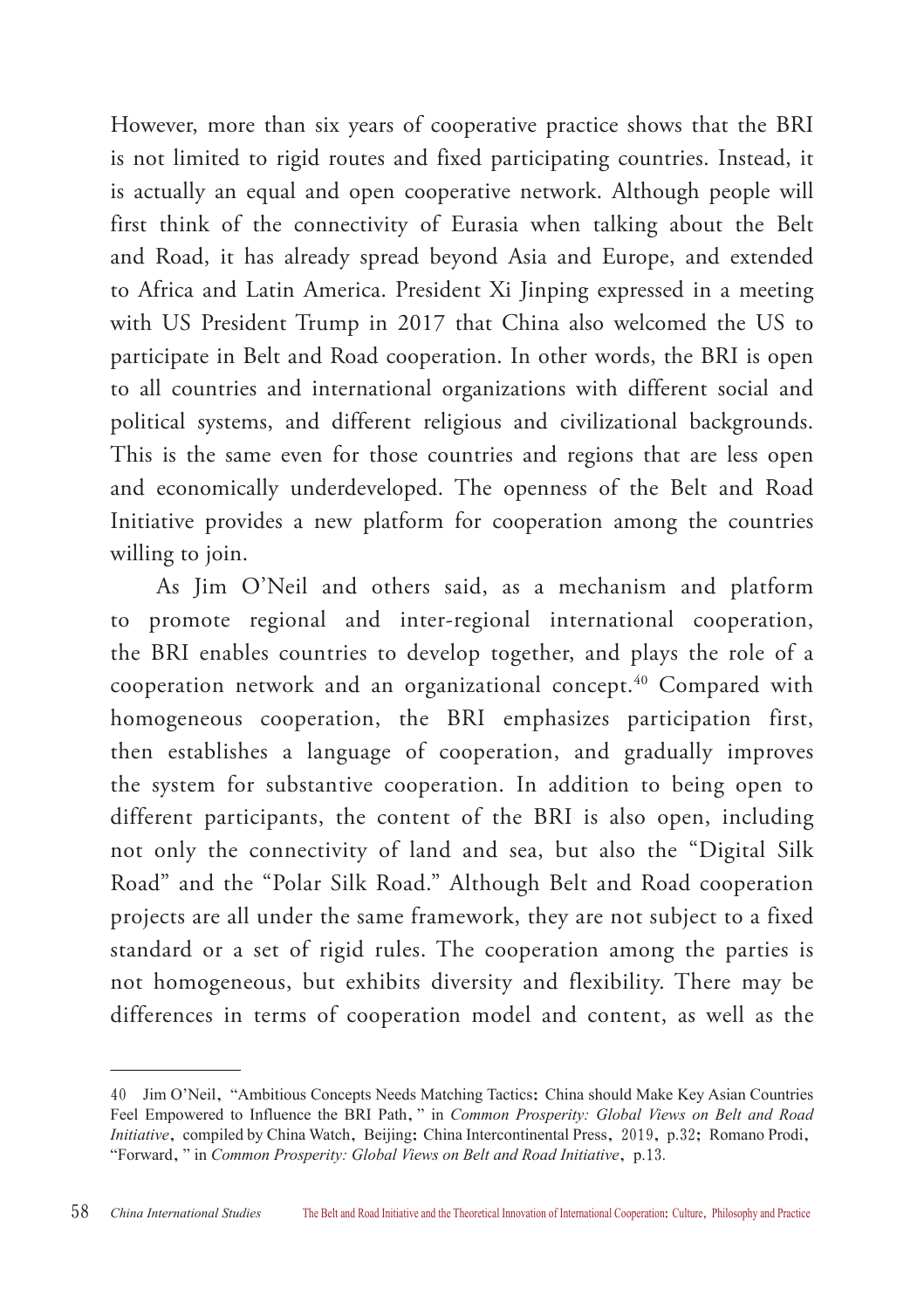However, more than six years of cooperative practice shows that the BRI is not limited to rigid routes and fixed participating countries. Instead, it is actually an equal and open cooperative network. Although people will first think of the connectivity of Eurasia when talking about the Belt and Road, it has already spread beyond Asia and Europe, and extended to Africa and Latin America. President Xi Jinping expressed in a meeting with US President Trump in 2017 that China also welcomed the US to participate in Belt and Road cooperation. In other words, the BRI is open to all countries and international organizations with different social and political systems, and different religious and civilizational backgrounds. This is the same even for those countries and regions that are less open and economically underdeveloped. The openness of the Belt and Road Initiative provides a new platform for cooperation among the countries willing to join.

As Jim O'Neil and others said, as a mechanism and platform to promote regional and inter-regional international cooperation, the BRI enables countries to develop together, and plays the role of a cooperation network and an organizational concept.[40] Compared with homogeneous cooperation, the BRI emphasizes participation first, then establishes a language of cooperation, and gradually improves the system for substantive cooperation. In addition to being open to different participants, the content of the BRI is also open, including not only the connectivity of land and sea, but also the "Digital Silk Road" and the "Polar Silk Road." Although Belt and Road cooperation projects are all under the same framework, they are not subject to a fixed standard or a set of rigid rules. The cooperation among the parties is not homogeneous, but exhibits diversity and flexibility. There may be differences in terms of cooperation model and content, as well as the

---

40 Jim O'Neil, "Ambitious Concepts Needs Matching Tactics: China should Make Key Asian Countries Feel Empowered to Influence the BRI Path," in *Common Prosperity: Global Views on Belt and Road Initiative*, compiled by China Watch, Beijing: China Intercontinental Press, 2019, p.32; Romano Prodi, "Forward," in *Common Prosperity: Global Views on Belt and Road Initiative*, p.13.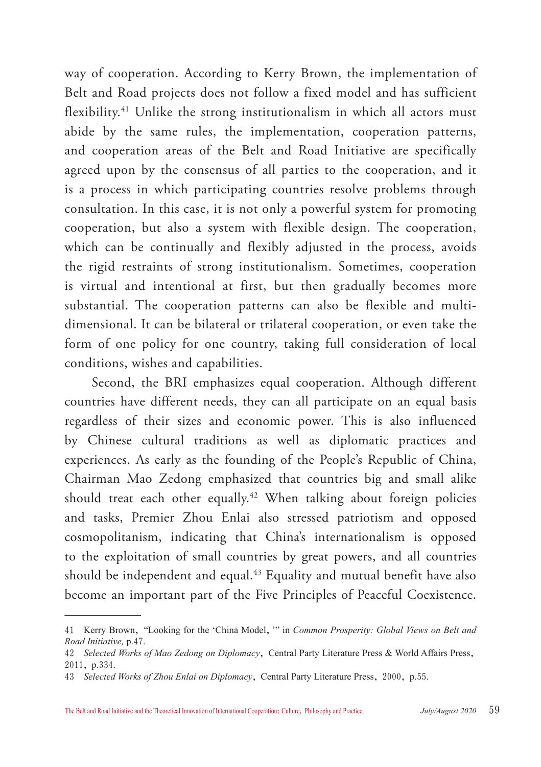way of cooperation. According to Kerry Brown, the implementation of Belt and Road projects does not follow a fixed model and has sufficient flexibility.[41] Unlike the strong institutionalism in which all actors must abide by the same rules, the implementation, cooperation patterns, and cooperation areas of the Belt and Road Initiative are specifically agreed upon by the consensus of all parties to the cooperation, and it is a process in which participating countries resolve problems through consultation. In this case, it is not only a powerful system for promoting cooperation, but also a system with flexible design. The cooperation, which can be continually and flexibly adjusted in the process, avoids the rigid restraints of strong institutionalism. Sometimes, cooperation is virtual and intentional at first, but then gradually becomes more substantial. The cooperation patterns can also be flexible and multi-dimensional. It can be bilateral or trilateral cooperation, or even take the form of one policy for one country, taking full consideration of local conditions, wishes and capabilities.

Second, the BRI emphasizes equal cooperation. Although different countries have different needs, they can all participate on an equal basis regardless of their sizes and economic power. This is also influenced by Chinese cultural traditions as well as diplomatic practices and experiences. As early as the founding of the People's Republic of China, Chairman Mao Zedong emphasized that countries big and small alike should treat each other equally.[42] When talking about foreign policies and tasks, Premier Zhou Enlai also stressed patriotism and opposed cosmopolitanism, indicating that China's internationalism is opposed to the exploitation of small countries by great powers, and all countries should be independent and equal.[43] Equality and mutual benefit have also become an important part of the Five Principles of Peaceful Coexistence.

---

41 Kerry Brown, "Looking for the 'China Model,'" in *Common Prosperity: Global Views on Belt and Road Initiative,* p.47.

42 *Selected Works of Mao Zedong on Diplomacy*, Central Party Literature Press & World Affairs Press, 2011, p.334.

43 *Selected Works of Zhou Enlai on Diplomacy*, Central Party Literature Press, 2000, p.55.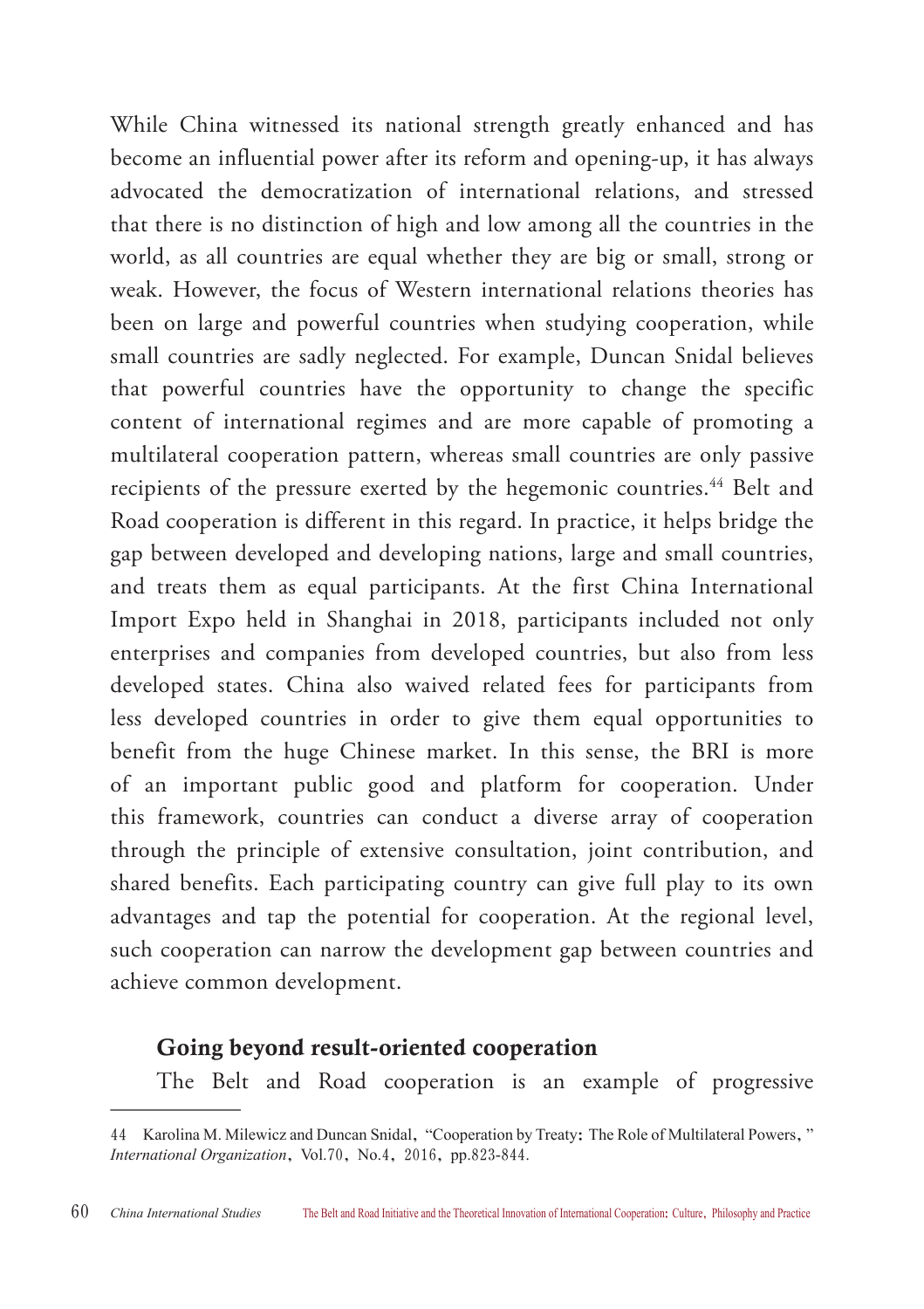While China witnessed its national strength greatly enhanced and has become an influential power after its reform and opening-up, it has always advocated the democratization of international relations, and stressed that there is no distinction of high and low among all the countries in the world, as all countries are equal whether they are big or small, strong or weak. However, the focus of Western international relations theories has been on large and powerful countries when studying cooperation, while small countries are sadly neglected. For example, Duncan Snidal believes that powerful countries have the opportunity to change the specific content of international regimes and are more capable of promoting a multilateral cooperation pattern, whereas small countries are only passive recipients of the pressure exerted by the hegemonic countries.[44] Belt and Road cooperation is different in this regard. In practice, it helps bridge the gap between developed and developing nations, large and small countries, and treats them as equal participants. At the first China International Import Expo held in Shanghai in 2018, participants included not only enterprises and companies from developed countries, but also from less developed states. China also waived related fees for participants from less developed countries in order to give them equal opportunities to benefit from the huge Chinese market. In this sense, the BRI is more of an important public good and platform for cooperation. Under this framework, countries can conduct a diverse array of cooperation through the principle of extensive consultation, joint contribution, and shared benefits. Each participating country can give full play to its own advantages and tap the potential for cooperation. At the regional level, such cooperation can narrow the development gap between countries and achieve common development.

### Going beyond result-oriented cooperation

The Belt and Road cooperation is an example of progressive

---

44 Karolina M. Milewicz and Duncan Snidal, "Cooperation by Treaty: The Role of Multilateral Powers," *International Organization*, Vol.70, No.4, 2016, pp.823-844.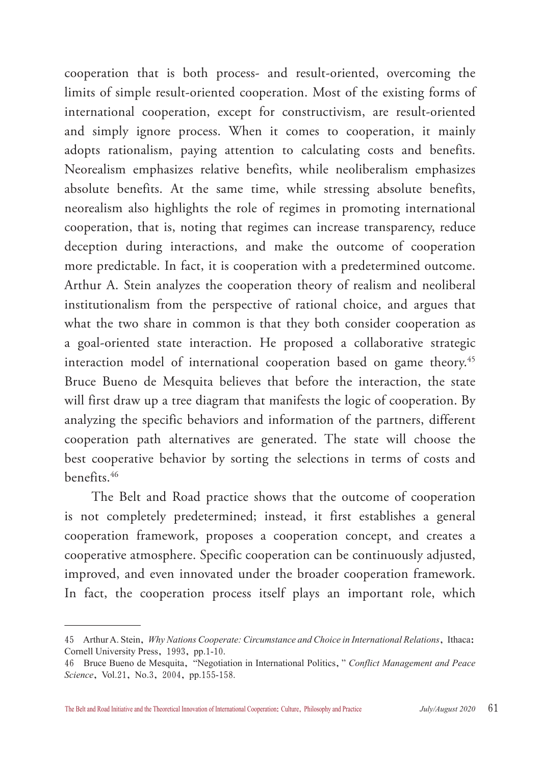cooperation that is both process- and result-oriented, overcoming the limits of simple result-oriented cooperation. Most of the existing forms of international cooperation, except for constructivism, are result-oriented and simply ignore process. When it comes to cooperation, it mainly adopts rationalism, paying attention to calculating costs and benefits. Neorealism emphasizes relative benefits, while neoliberalism emphasizes absolute benefits. At the same time, while stressing absolute benefits, neorealism also highlights the role of regimes in promoting international cooperation, that is, noting that regimes can increase transparency, reduce deception during interactions, and make the outcome of cooperation more predictable. In fact, it is cooperation with a predetermined outcome. Arthur A. Stein analyzes the cooperation theory of realism and neoliberal institutionalism from the perspective of rational choice, and argues that what the two share in common is that they both consider cooperation as a goal-oriented state interaction. He proposed a collaborative strategic interaction model of international cooperation based on game theory.[45] Bruce Bueno de Mesquita believes that before the interaction, the state will first draw up a tree diagram that manifests the logic of cooperation. By analyzing the specific behaviors and information of the partners, different cooperation path alternatives are generated. The state will choose the best cooperative behavior by sorting the selections in terms of costs and benefits.[46]

The Belt and Road practice shows that the outcome of cooperation is not completely predetermined; instead, it first establishes a general cooperation framework, proposes a cooperation concept, and creates a cooperative atmosphere. Specific cooperation can be continuously adjusted, improved, and even innovated under the broader cooperation framework. In fact, the cooperation process itself plays an important role, which

---

45 Arthur A. Stein, *Why Nations Cooperate: Circumstance and Choice in International Relations*, Ithaca: Cornell University Press, 1993, pp.1-10.

46 Bruce Bueno de Mesquita, "Negotiation in International Politics," *Conflict Management and Peace Science*, Vol.21, No.3, 2004, pp.155-158.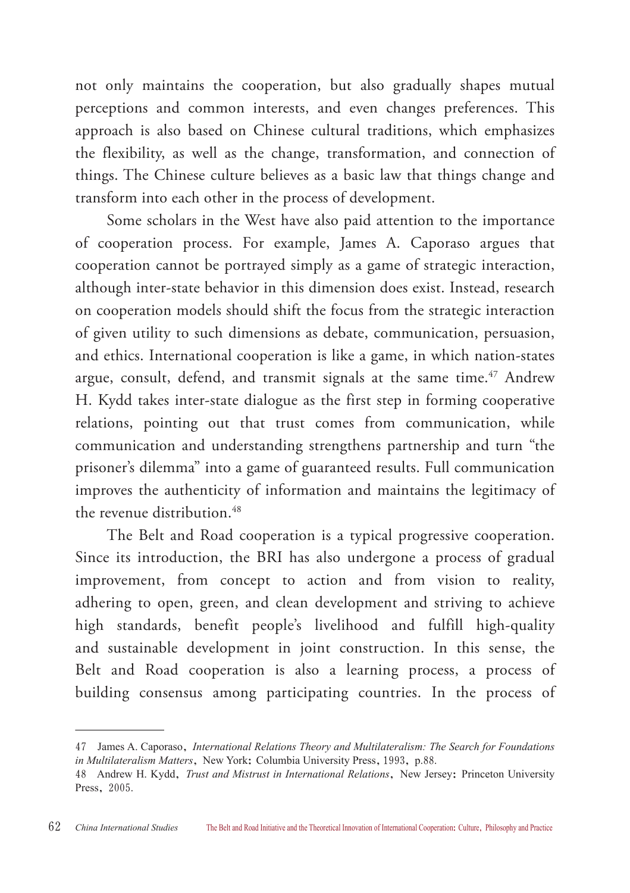not only maintains the cooperation, but also gradually shapes mutual perceptions and common interests, and even changes preferences. This approach is also based on Chinese cultural traditions, which emphasizes the flexibility, as well as the change, transformation, and connection of things. The Chinese culture believes as a basic law that things change and transform into each other in the process of development.

Some scholars in the West have also paid attention to the importance of cooperation process. For example, James A. Caporaso argues that cooperation cannot be portrayed simply as a game of strategic interaction, although inter-state behavior in this dimension does exist. Instead, research on cooperation models should shift the focus from the strategic interaction of given utility to such dimensions as debate, communication, persuasion, and ethics. International cooperation is like a game, in which nation-states argue, consult, defend, and transmit signals at the same time.[47] Andrew H. Kydd takes inter-state dialogue as the first step in forming cooperative relations, pointing out that trust comes from communication, while communication and understanding strengthens partnership and turn "the prisoner's dilemma" into a game of guaranteed results. Full communication improves the authenticity of information and maintains the legitimacy of the revenue distribution.[48]

The Belt and Road cooperation is a typical progressive cooperation. Since its introduction, the BRI has also undergone a process of gradual improvement, from concept to action and from vision to reality, adhering to open, green, and clean development and striving to achieve high standards, benefit people's livelihood and fulfill high-quality and sustainable development in joint construction. In this sense, the Belt and Road cooperation is also a learning process, a process of building consensus among participating countries. In the process of

---

47 James A. Caporaso, *International Relations Theory and Multilateralism: The Search for Foundations in Multilateralism Matters*, New York: Columbia University Press, 1993, p.88.

48 Andrew H. Kydd, *Trust and Mistrust in International Relations*, New Jersey: Princeton University Press, 2005.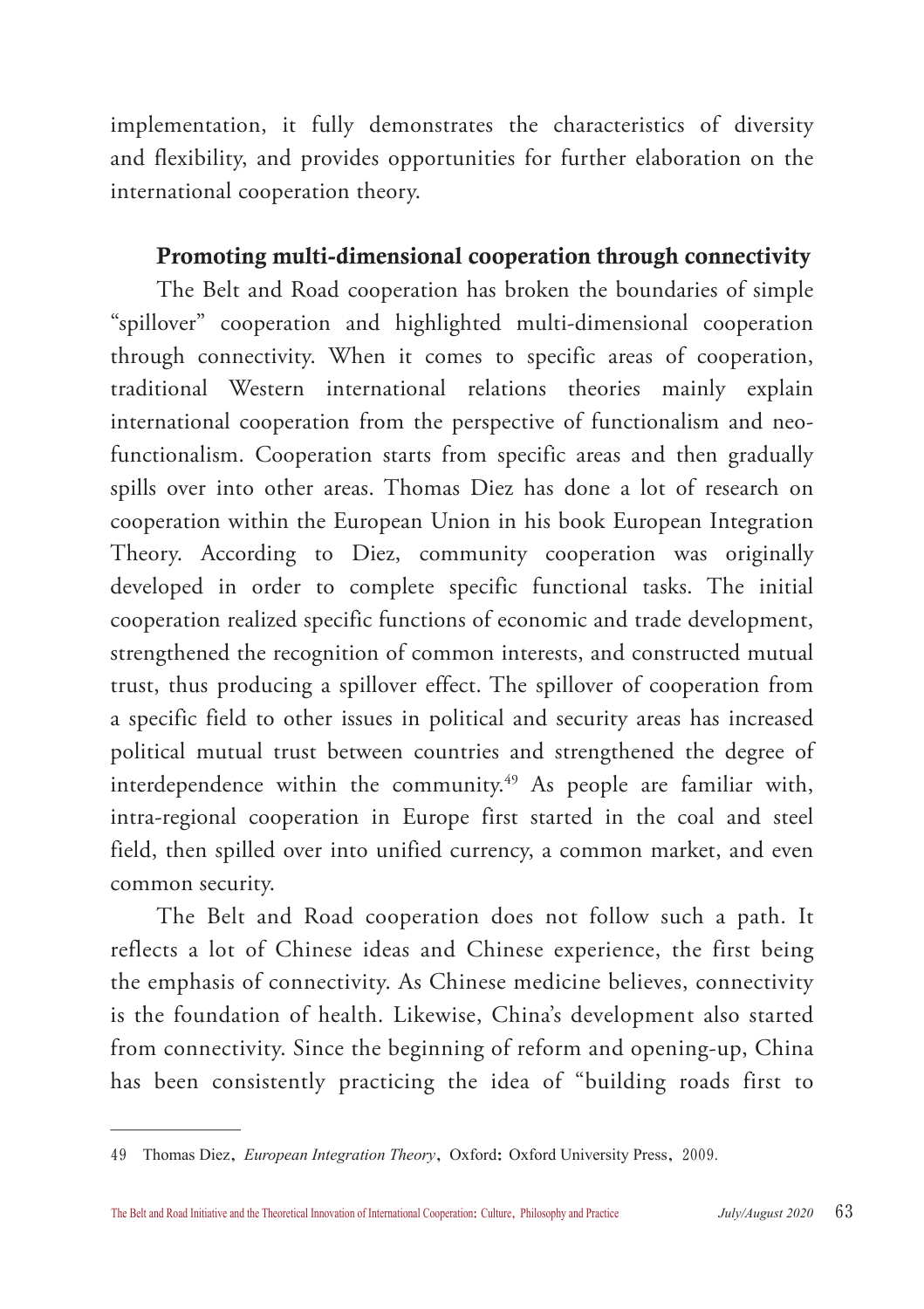implementation, it fully demonstrates the characteristics of diversity and flexibility, and provides opportunities for further elaboration on the international cooperation theory.

### Promoting multi-dimensional cooperation through connectivity

The Belt and Road cooperation has broken the boundaries of simple "spillover" cooperation and highlighted multi-dimensional cooperation through connectivity. When it comes to specific areas of cooperation, traditional Western international relations theories mainly explain international cooperation from the perspective of functionalism and neo-functionalism. Cooperation starts from specific areas and then gradually spills over into other areas. Thomas Diez has done a lot of research on cooperation within the European Union in his book European Integration Theory. According to Diez, community cooperation was originally developed in order to complete specific functional tasks. The initial cooperation realized specific functions of economic and trade development, strengthened the recognition of common interests, and constructed mutual trust, thus producing a spillover effect. The spillover of cooperation from a specific field to other issues in political and security areas has increased political mutual trust between countries and strengthened the degree of interdependence within the community.[49] As people are familiar with, intra-regional cooperation in Europe first started in the coal and steel field, then spilled over into unified currency, a common market, and even common security.

The Belt and Road cooperation does not follow such a path. It reflects a lot of Chinese ideas and Chinese experience, the first being the emphasis of connectivity. As Chinese medicine believes, connectivity is the foundation of health. Likewise, China's development also started from connectivity. Since the beginning of reform and opening-up, China has been consistently practicing the idea of "building roads first to

---

49 Thomas Diez, *European Integration Theory*, Oxford: Oxford University Press, 2009.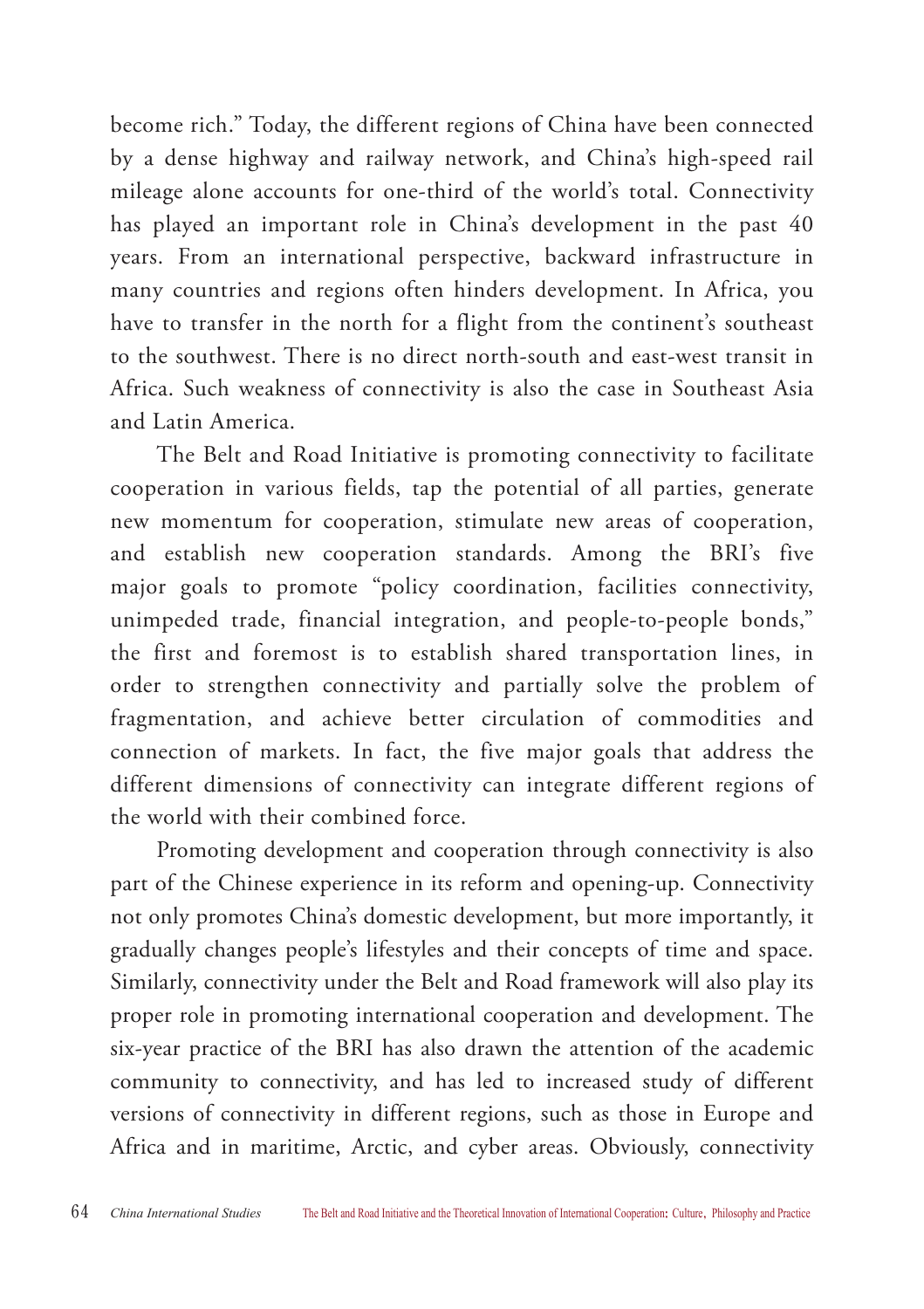become rich." Today, the different regions of China have been connected by a dense highway and railway network, and China's high-speed rail mileage alone accounts for one-third of the world's total. Connectivity has played an important role in China's development in the past 40 years. From an international perspective, backward infrastructure in many countries and regions often hinders development. In Africa, you have to transfer in the north for a flight from the continent's southeast to the southwest. There is no direct north-south and east-west transit in Africa. Such weakness of connectivity is also the case in Southeast Asia and Latin America.

The Belt and Road Initiative is promoting connectivity to facilitate cooperation in various fields, tap the potential of all parties, generate new momentum for cooperation, stimulate new areas of cooperation, and establish new cooperation standards. Among the BRI's five major goals to promote "policy coordination, facilities connectivity, unimpeded trade, financial integration, and people-to-people bonds," the first and foremost is to establish shared transportation lines, in order to strengthen connectivity and partially solve the problem of fragmentation, and achieve better circulation of commodities and connection of markets. In fact, the five major goals that address the different dimensions of connectivity can integrate different regions of the world with their combined force.

Promoting development and cooperation through connectivity is also part of the Chinese experience in its reform and opening-up. Connectivity not only promotes China's domestic development, but more importantly, it gradually changes people's lifestyles and their concepts of time and space. Similarly, connectivity under the Belt and Road framework will also play its proper role in promoting international cooperation and development. The six-year practice of the BRI has also drawn the attention of the academic community to connectivity, and has led to increased study of different versions of connectivity in different regions, such as those in Europe and Africa and in maritime, Arctic, and cyber areas. Obviously, connectivity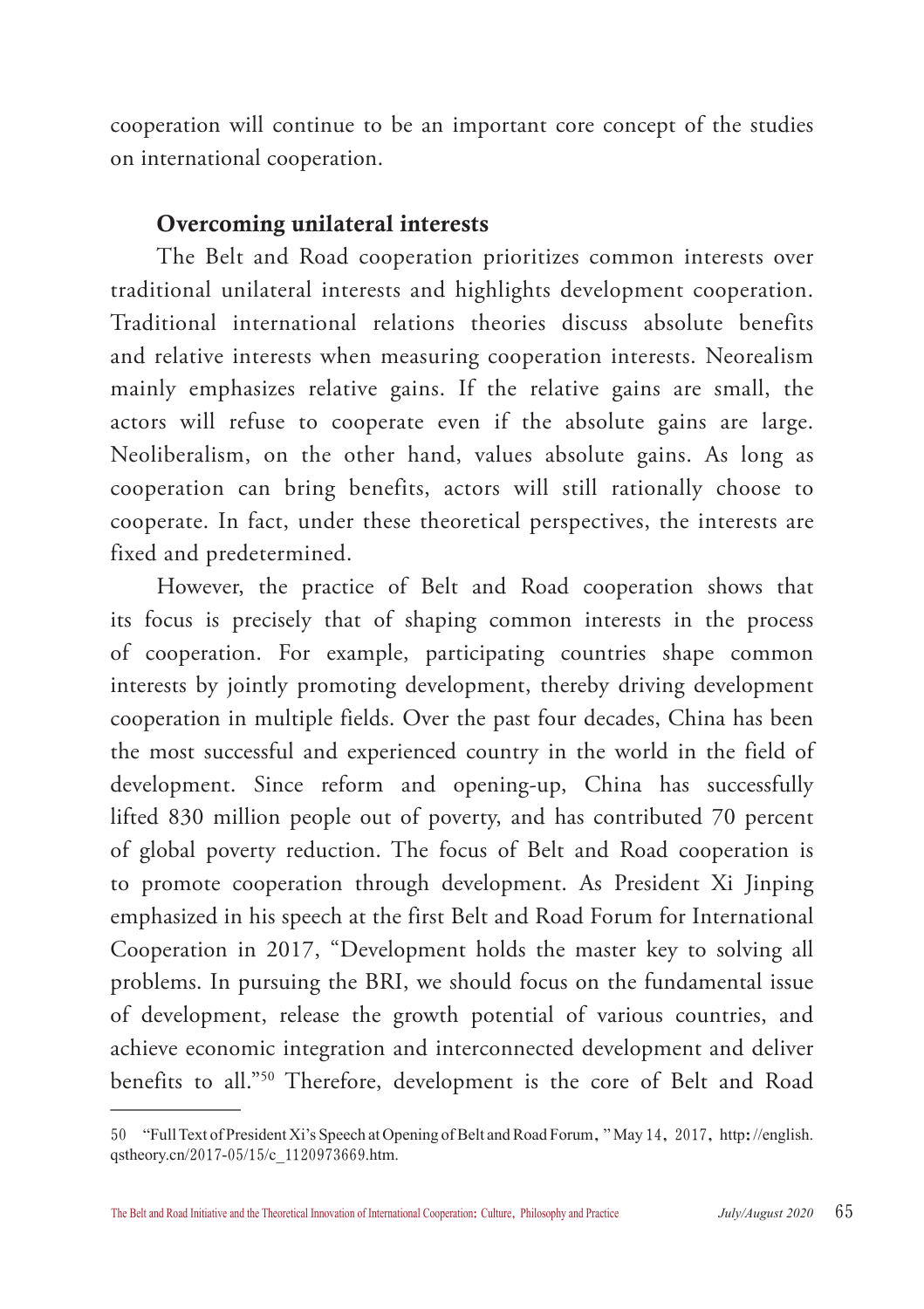cooperation will continue to be an important core concept of the studies on international cooperation.

### Overcoming unilateral interests

The Belt and Road cooperation prioritizes common interests over traditional unilateral interests and highlights development cooperation. Traditional international relations theories discuss absolute benefits and relative interests when measuring cooperation interests. Neorealism mainly emphasizes relative gains. If the relative gains are small, the actors will refuse to cooperate even if the absolute gains are large. Neoliberalism, on the other hand, values absolute gains. As long as cooperation can bring benefits, actors will still rationally choose to cooperate. In fact, under these theoretical perspectives, the interests are fixed and predetermined.

However, the practice of Belt and Road cooperation shows that its focus is precisely that of shaping common interests in the process of cooperation. For example, participating countries shape common interests by jointly promoting development, thereby driving development cooperation in multiple fields. Over the past four decades, China has been the most successful and experienced country in the world in the field of development. Since reform and opening-up, China has successfully lifted 830 million people out of poverty, and has contributed 70 percent of global poverty reduction. The focus of Belt and Road cooperation is to promote cooperation through development. As President Xi Jinping emphasized in his speech at the first Belt and Road Forum for International Cooperation in 2017, "Development holds the master key to solving all problems. In pursuing the BRI, we should focus on the fundamental issue of development, release the growth potential of various countries, and achieve economic integration and interconnected development and deliver benefits to all."[50] Therefore, development is the core of Belt and Road

---

50 "Full Text of President Xi's Speech at Opening of Belt and Road Forum," May 14, 2017, http://english.qstheory.cn/2017-05/15/c_1120973669.htm.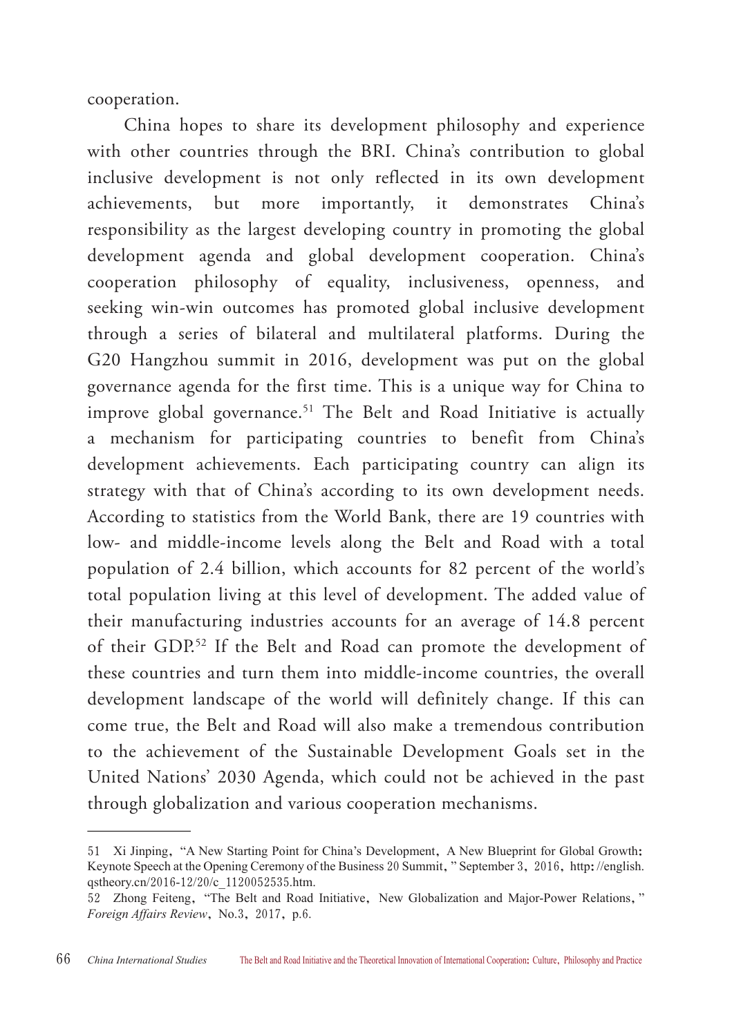cooperation.

China hopes to share its development philosophy and experience with other countries through the BRI. China's contribution to global inclusive development is not only reflected in its own development achievements, but more importantly, it demonstrates China's responsibility as the largest developing country in promoting the global development agenda and global development cooperation. China's cooperation philosophy of equality, inclusiveness, openness, and seeking win-win outcomes has promoted global inclusive development through a series of bilateral and multilateral platforms. During the G20 Hangzhou summit in 2016, development was put on the global governance agenda for the first time. This is a unique way for China to improve global governance.[51] The Belt and Road Initiative is actually a mechanism for participating countries to benefit from China's development achievements. Each participating country can align its strategy with that of China's according to its own development needs. According to statistics from the World Bank, there are 19 countries with low- and middle-income levels along the Belt and Road with a total population of 2.4 billion, which accounts for 82 percent of the world's total population living at this level of development. The added value of their manufacturing industries accounts for an average of 14.8 percent of their GDP.[52] If the Belt and Road can promote the development of these countries and turn them into middle-income countries, the overall development landscape of the world will definitely change. If this can come true, the Belt and Road will also make a tremendous contribution to the achievement of the Sustainable Development Goals set in the United Nations' 2030 Agenda, which could not be achieved in the past through globalization and various cooperation mechanisms.

---

51 Xi Jinping, "A New Starting Point for China's Development, A New Blueprint for Global Growth: Keynote Speech at the Opening Ceremony of the Business 20 Summit," September 3, 2016, http://english.qstheory.cn/2016-12/20/c_1120052535.htm.

52 Zhong Feiteng, "The Belt and Road Initiative, New Globalization and Major-Power Relations," *Foreign Affairs Review*, No.3, 2017, p.6.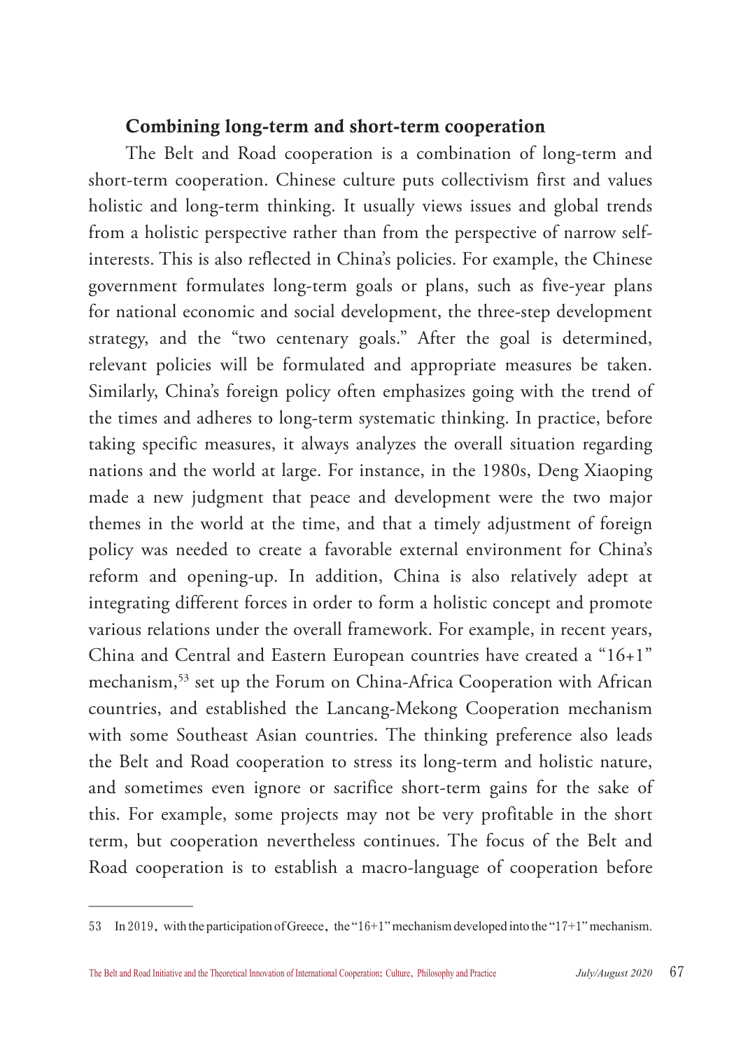### Combining long-term and short-term cooperation

The Belt and Road cooperation is a combination of long-term and short-term cooperation. Chinese culture puts collectivism first and values holistic and long-term thinking. It usually views issues and global trends from a holistic perspective rather than from the perspective of narrow self-interests. This is also reflected in China's policies. For example, the Chinese government formulates long-term goals or plans, such as five-year plans for national economic and social development, the three-step development strategy, and the "two centenary goals." After the goal is determined, relevant policies will be formulated and appropriate measures be taken. Similarly, China's foreign policy often emphasizes going with the trend of the times and adheres to long-term systematic thinking. In practice, before taking specific measures, it always analyzes the overall situation regarding nations and the world at large. For instance, in the 1980s, Deng Xiaoping made a new judgment that peace and development were the two major themes in the world at the time, and that a timely adjustment of foreign policy was needed to create a favorable external environment for China's reform and opening-up. In addition, China is also relatively adept at integrating different forces in order to form a holistic concept and promote various relations under the overall framework. For example, in recent years, China and Central and Eastern European countries have created a "16+1" mechanism,[53] set up the Forum on China-Africa Cooperation with African countries, and established the Lancang-Mekong Cooperation mechanism with some Southeast Asian countries. The thinking preference also leads the Belt and Road cooperation to stress its long-term and holistic nature, and sometimes even ignore or sacrifice short-term gains for the sake of this. For example, some projects may not be very profitable in the short term, but cooperation nevertheless continues. The focus of the Belt and Road cooperation is to establish a macro-language of cooperation before

---

53 In 2019, with the participation of Greece, the "16+1" mechanism developed into the "17+1" mechanism.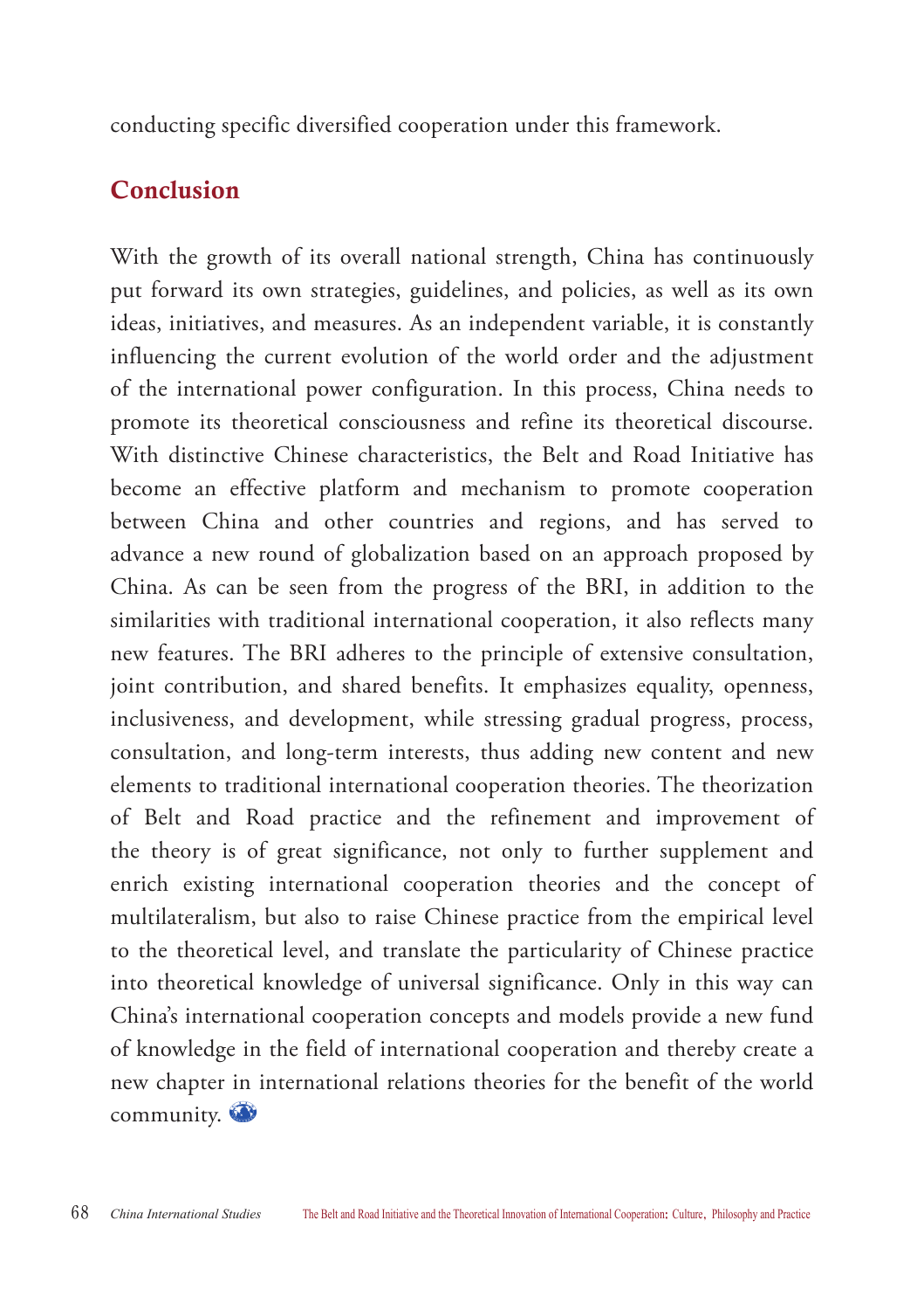conducting specific diversified cooperation under this framework.

## Conclusion

With the growth of its overall national strength, China has continuously put forward its own strategies, guidelines, and policies, as well as its own ideas, initiatives, and measures. As an independent variable, it is constantly influencing the current evolution of the world order and the adjustment of the international power configuration. In this process, China needs to promote its theoretical consciousness and refine its theoretical discourse. With distinctive Chinese characteristics, the Belt and Road Initiative has become an effective platform and mechanism to promote cooperation between China and other countries and regions, and has served to advance a new round of globalization based on an approach proposed by China. As can be seen from the progress of the BRI, in addition to the similarities with traditional international cooperation, it also reflects many new features. The BRI adheres to the principle of extensive consultation, joint contribution, and shared benefits. It emphasizes equality, openness, inclusiveness, and development, while stressing gradual progress, process, consultation, and long-term interests, thus adding new content and new elements to traditional international cooperation theories. The theorization of Belt and Road practice and the refinement and improvement of the theory is of great significance, not only to further supplement and enrich existing international cooperation theories and the concept of multilateralism, but also to raise Chinese practice from the empirical level to the theoretical level, and translate the particularity of Chinese practice into theoretical knowledge of universal significance. Only in this way can China's international cooperation concepts and models provide a new fund of knowledge in the field of international cooperation and thereby create a new chapter in international relations theories for the benefit of the world community.